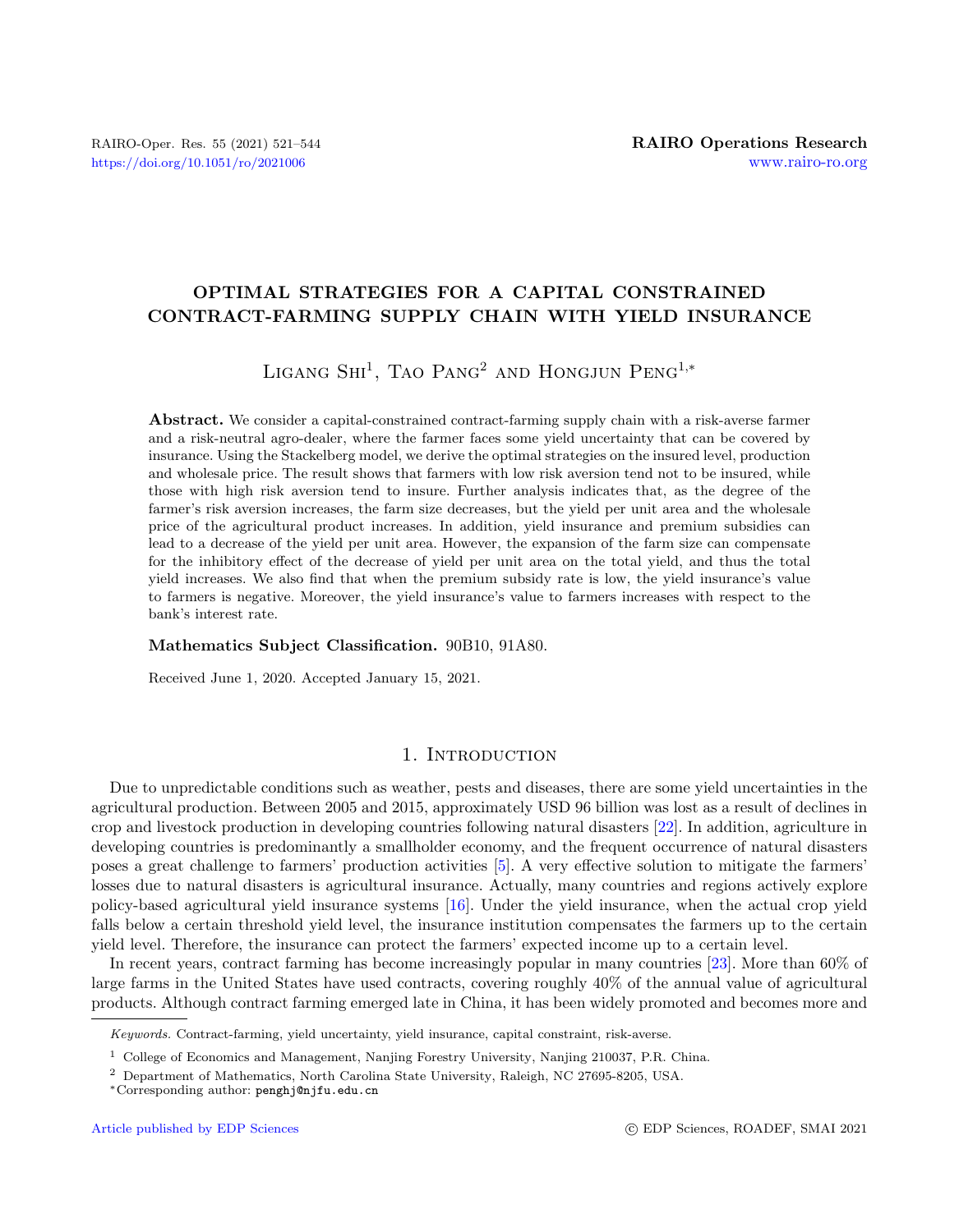# OPTIMAL STRATEGIES FOR A CAPITAL CONSTRAINED CONTRACT-FARMING SUPPLY CHAIN WITH YIELD INSURANCE

Ligang Shi[1], Tao Pang[2] and Hongjun Peng[1,*]

**Abstract.** We consider a capital-constrained contract-farming supply chain with a risk-averse farmer and a risk-neutral agro-dealer, where the farmer faces some yield uncertainty that can be covered by insurance. Using the Stackelberg model, we derive the optimal strategies on the insured level, production and wholesale price. The result shows that farmers with low risk aversion tend not to be insured, while those with high risk aversion tend to insure. Further analysis indicates that, as the degree of the farmer's risk aversion increases, the farm size decreases, but the yield per unit area and the wholesale price of the agricultural product increases. In addition, yield insurance and premium subsidies can lead to a decrease of the yield per unit area. However, the expansion of the farm size can compensate for the inhibitory effect of the decrease of yield per unit area on the total yield, and thus the total yield increases. We also find that when the premium subsidy rate is low, the yield insurance's value to farmers is negative. Moreover, the yield insurance's value to farmers increases with respect to the bank's interest rate.

**Mathematics Subject Classification.** 90B10, 91A80.

Received June 1, 2020. Accepted January 15, 2021.

## 1. Introduction

Due to unpredictable conditions such as weather, pests and diseases, there are some yield uncertainties in the agricultural production. Between 2005 and 2015, approximately USD 96 billion was lost as a result of declines in crop and livestock production in developing countries following natural disasters [22]. In addition, agriculture in developing countries is predominantly a smallholder economy, and the frequent occurrence of natural disasters poses a great challenge to farmers' production activities [5]. A very effective solution to mitigate the farmers' losses due to natural disasters is agricultural insurance. Actually, many countries and regions actively explore policy-based agricultural yield insurance systems [16]. Under the yield insurance, when the actual crop yield falls below a certain threshold yield level, the insurance institution compensates the farmers up to the certain yield level. Therefore, the insurance can protect the farmers' expected income up to a certain level.

In recent years, contract farming has become increasingly popular in many countries [23]. More than 60% of large farms in the United States have used contracts, covering roughly 40% of the annual value of agricultural products. Although contract farming emerged late in China, it has been widely promoted and becomes more and

*Keywords.* Contract-farming, yield uncertainty, yield insurance, capital constraint, risk-averse.

[1] College of Economics and Management, Nanjing Forestry University, Nanjing 210037, P.R. China.

[2] Department of Mathematics, North Carolina State University, Raleigh, NC 27695-8205, USA.

[*] Corresponding author: penghj@njfu.edu.cn

Article published by EDP Sciences

© EDP Sciences, ROADEF, SMAI 2021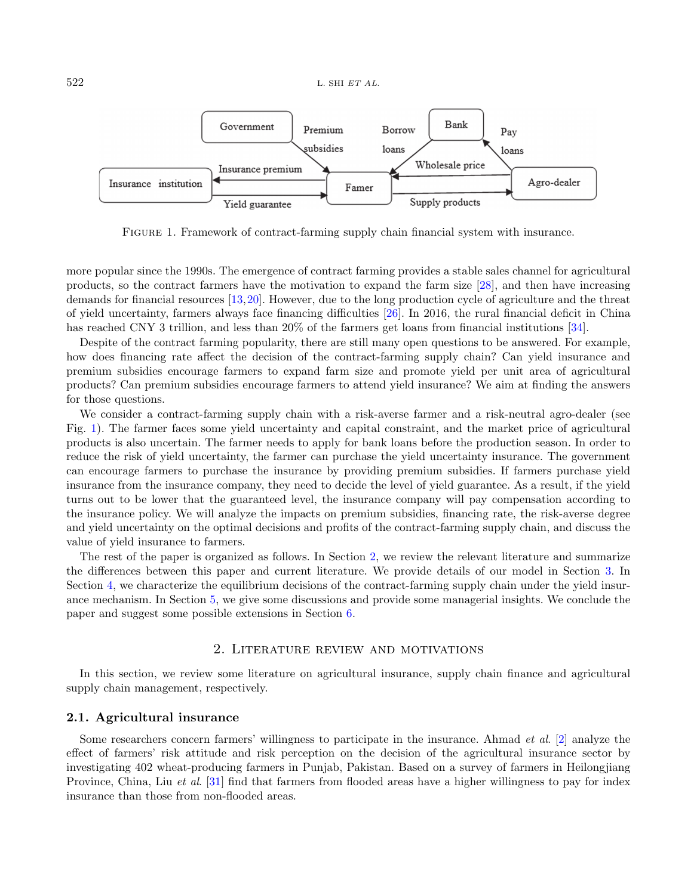FIGURE 1. Framework of contract-farming supply chain financial system with insurance.

more popular since the 1990s. The emergence of contract farming provides a stable sales channel for agricultural products, so the contract farmers have the motivation to expand the farm size [28], and then have increasing demands for financial resources [13,20]. However, due to the long production cycle of agriculture and the threat of yield uncertainty, farmers always face financing difficulties [26]. In 2016, the rural financial deficit in China has reached CNY 3 trillion, and less than 20% of the farmers get loans from financial institutions [34].

Despite of the contract farming popularity, there are still many open questions to be answered. For example, how does financing rate affect the decision of the contract-farming supply chain? Can yield insurance and premium subsidies encourage farmers to expand farm size and promote yield per unit area of agricultural products? Can premium subsidies encourage farmers to attend yield insurance? We aim at finding the answers for those questions.

We consider a contract-farming supply chain with a risk-averse farmer and a risk-neutral agro-dealer (see Fig. 1). The farmer faces some yield uncertainty and capital constraint, and the market price of agricultural products is also uncertain. The farmer needs to apply for bank loans before the production season. In order to reduce the risk of yield uncertainty, the farmer can purchase the yield uncertainty insurance. The government can encourage farmers to purchase the insurance by providing premium subsidies. If farmers purchase yield insurance from the insurance company, they need to decide the level of yield guarantee. As a result, if the yield turns out to be lower that the guaranteed level, the insurance company will pay compensation according to the insurance policy. We will analyze the impacts on premium subsidies, financing rate, the risk-averse degree and yield uncertainty on the optimal decisions and profits of the contract-farming supply chain, and discuss the value of yield insurance to farmers.

The rest of the paper is organized as follows. In Section 2, we review the relevant literature and summarize the differences between this paper and current literature. We provide details of our model in Section 3. In Section 4, we characterize the equilibrium decisions of the contract-farming supply chain under the yield insurance mechanism. In Section 5, we give some discussions and provide some managerial insights. We conclude the paper and suggest some possible extensions in Section 6.

## 2. Literature review and motivations

In this section, we review some literature on agricultural insurance, supply chain finance and agricultural supply chain management, respectively.

### 2.1. Agricultural insurance

Some researchers concern farmers' willingness to participate in the insurance. Ahmad *et al*. [2] analyze the effect of farmers' risk attitude and risk perception on the decision of the agricultural insurance sector by investigating 402 wheat-producing farmers in Punjab, Pakistan. Based on a survey of farmers in Heilongjiang Province, China, Liu *et al*. [31] find that farmers from flooded areas have a higher willingness to pay for index insurance than those from non-flooded areas.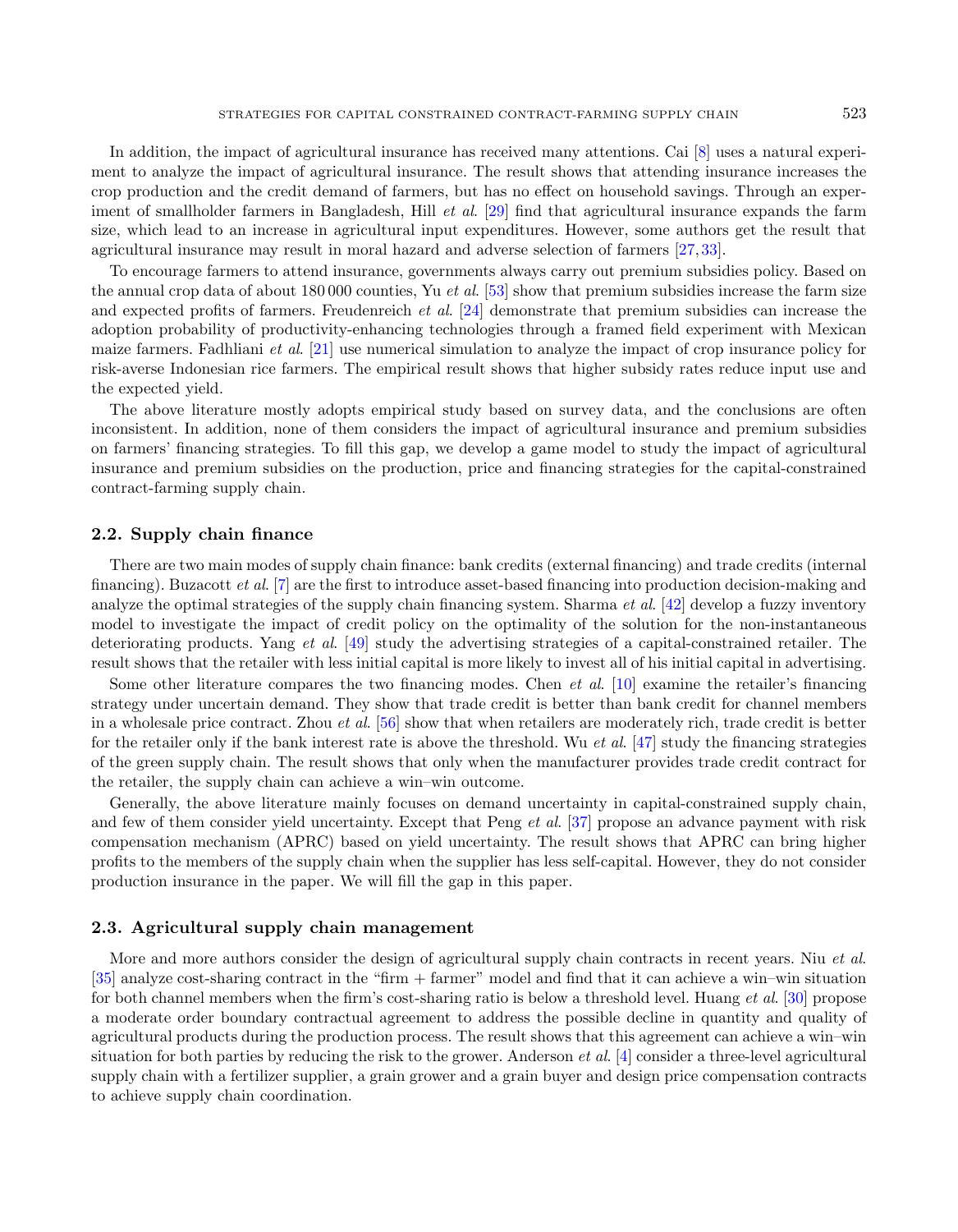In addition, the impact of agricultural insurance has received many attentions. Cai [8] uses a natural experiment to analyze the impact of agricultural insurance. The result shows that attending insurance increases the crop production and the credit demand of farmers, but has no effect on household savings. Through an experiment of smallholder farmers in Bangladesh, Hill *et al*. [29] find that agricultural insurance expands the farm size, which lead to an increase in agricultural input expenditures. However, some authors get the result that agricultural insurance may result in moral hazard and adverse selection of farmers [27, 33].

To encourage farmers to attend insurance, governments always carry out premium subsidies policy. Based on the annual crop data of about 180 000 counties, Yu *et al*. [53] show that premium subsidies increase the farm size and expected profits of farmers. Freudenreich *et al*. [24] demonstrate that premium subsidies can increase the adoption probability of productivity-enhancing technologies through a framed field experiment with Mexican maize farmers. Fadhliani *et al*. [21] use numerical simulation to analyze the impact of crop insurance policy for risk-averse Indonesian rice farmers. The empirical result shows that higher subsidy rates reduce input use and the expected yield.

The above literature mostly adopts empirical study based on survey data, and the conclusions are often inconsistent. In addition, none of them considers the impact of agricultural insurance and premium subsidies on farmers' financing strategies. To fill this gap, we develop a game model to study the impact of agricultural insurance and premium subsidies on the production, price and financing strategies for the capital-constrained contract-farming supply chain.

### 2.2. Supply chain finance

There are two main modes of supply chain finance: bank credits (external financing) and trade credits (internal financing). Buzacott *et al*. [7] are the first to introduce asset-based financing into production decision-making and analyze the optimal strategies of the supply chain financing system. Sharma *et al*. [42] develop a fuzzy inventory model to investigate the impact of credit policy on the optimality of the solution for the non-instantaneous deteriorating products. Yang *et al*. [49] study the advertising strategies of a capital-constrained retailer. The result shows that the retailer with less initial capital is more likely to invest all of his initial capital in advertising.

Some other literature compares the two financing modes. Chen *et al*. [10] examine the retailer's financing strategy under uncertain demand. They show that trade credit is better than bank credit for channel members in a wholesale price contract. Zhou *et al*. [56] show that when retailers are moderately rich, trade credit is better for the retailer only if the bank interest rate is above the threshold. Wu *et al*. [47] study the financing strategies of the green supply chain. The result shows that only when the manufacturer provides trade credit contract for the retailer, the supply chain can achieve a win–win outcome.

Generally, the above literature mainly focuses on demand uncertainty in capital-constrained supply chain, and few of them consider yield uncertainty. Except that Peng *et al*. [37] propose an advance payment with risk compensation mechanism (APRC) based on yield uncertainty. The result shows that APRC can bring higher profits to the members of the supply chain when the supplier has less self-capital. However, they do not consider production insurance in the paper. We will fill the gap in this paper.

### 2.3. Agricultural supply chain management

More and more authors consider the design of agricultural supply chain contracts in recent years. Niu *et al*. [35] analyze cost-sharing contract in the "firm + farmer" model and find that it can achieve a win–win situation for both channel members when the firm's cost-sharing ratio is below a threshold level. Huang *et al*. [30] propose a moderate order boundary contractual agreement to address the possible decline in quantity and quality of agricultural products during the production process. The result shows that this agreement can achieve a win–win situation for both parties by reducing the risk to the grower. Anderson *et al*. [4] consider a three-level agricultural supply chain with a fertilizer supplier, a grain grower and a grain buyer and design price compensation contracts to achieve supply chain coordination.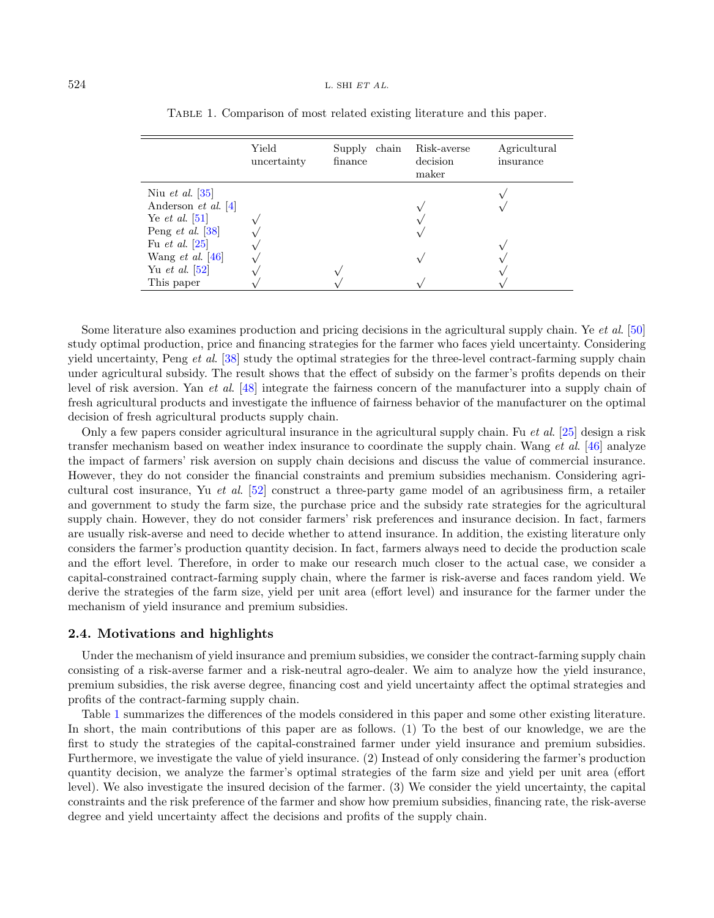Table 1. Comparison of most related existing literature and this paper.

| | Yield uncertainty | Supply chain finance | Risk-averse decision maker | Agricultural insurance |
|---|---|---|---|---|
| Niu *et al.* [35] | | | | √ |
| Anderson *et al.* [4] | | | √ | √ |
| Ye *et al.* [51] | √ | | √ | |
| Peng *et al.* [38] | √ | | √ | |
| Fu *et al.* [25] | √ | | | √ |
| Wang *et al.* [46] | √ | | √ | √ |
| Yu *et al.* [52] | √ | √ | | √ |
| This paper | √ | √ | √ | √ |

Some literature also examines production and pricing decisions in the agricultural supply chain. Ye *et al.* [50] study optimal production, price and financing strategies for the farmer who faces yield uncertainty. Considering yield uncertainty, Peng *et al.* [38] study the optimal strategies for the three-level contract-farming supply chain under agricultural subsidy. The result shows that the effect of subsidy on the farmer's profits depends on their level of risk aversion. Yan *et al.* [48] integrate the fairness concern of the manufacturer into a supply chain of fresh agricultural products and investigate the influence of fairness behavior of the manufacturer on the optimal decision of fresh agricultural products supply chain.

Only a few papers consider agricultural insurance in the agricultural supply chain. Fu *et al.* [25] design a risk transfer mechanism based on weather index insurance to coordinate the supply chain. Wang *et al.* [46] analyze the impact of farmers' risk aversion on supply chain decisions and discuss the value of commercial insurance. However, they do not consider the financial constraints and premium subsidies mechanism. Considering agricultural cost insurance, Yu *et al.* [52] construct a three-party game model of an agribusiness firm, a retailer and government to study the farm size, the purchase price and the subsidy rate strategies for the agricultural supply chain. However, they do not consider farmers' risk preferences and insurance decision. In fact, farmers are usually risk-averse and need to decide whether to attend insurance. In addition, the existing literature only considers the farmer's production quantity decision. In fact, farmers always need to decide the production scale and the effort level. Therefore, in order to make our research much closer to the actual case, we consider a capital-constrained contract-farming supply chain, where the farmer is risk-averse and faces random yield. We derive the strategies of the farm size, yield per unit area (effort level) and insurance for the farmer under the mechanism of yield insurance and premium subsidies.

### 2.4. Motivations and highlights

Under the mechanism of yield insurance and premium subsidies, we consider the contract-farming supply chain consisting of a risk-averse farmer and a risk-neutral agro-dealer. We aim to analyze how the yield insurance, premium subsidies, the risk averse degree, financing cost and yield uncertainty affect the optimal strategies and profits of the contract-farming supply chain.

Table 1 summarizes the differences of the models considered in this paper and some other existing literature. In short, the main contributions of this paper are as follows. (1) To the best of our knowledge, we are the first to study the strategies of the capital-constrained farmer under yield insurance and premium subsidies. Furthermore, we investigate the value of yield insurance. (2) Instead of only considering the farmer's production quantity decision, we analyze the farmer's optimal strategies of the farm size and yield per unit area (effort level). We also investigate the insured decision of the farmer. (3) We consider the yield uncertainty, the capital constraints and the risk preference of the farmer and show how premium subsidies, financing rate, the risk-averse degree and yield uncertainty affect the decisions and profits of the supply chain.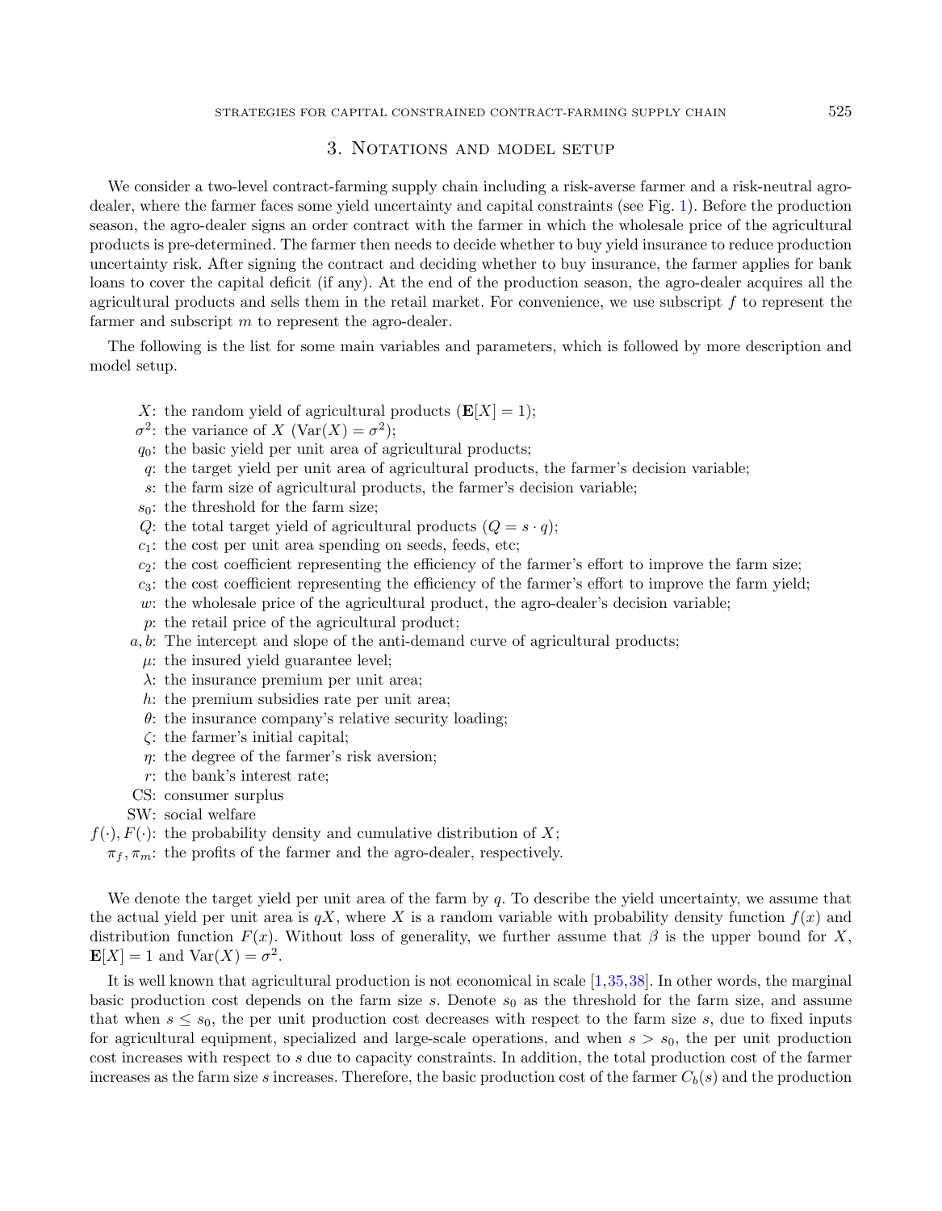## 3. Notations and model setup

We consider a two-level contract-farming supply chain including a risk-averse farmer and a risk-neutral agro-dealer, where the farmer faces some yield uncertainty and capital constraints (see Fig. 1). Before the production season, the agro-dealer signs an order contract with the farmer in which the wholesale price of the agricultural products is pre-determined. The farmer then needs to decide whether to buy yield insurance to reduce production uncertainty risk. After signing the contract and deciding whether to buy insurance, the farmer applies for bank loans to cover the capital deficit (if any). At the end of the production season, the agro-dealer acquires all the agricultural products and sells them in the retail market. For convenience, we use subscript $f$ to represent the farmer and subscript $m$ to represent the agro-dealer.

The following is the list for some main variables and parameters, which is followed by more description and model setup.

- $X$: the random yield of agricultural products ($\mathbf{E}[X] = 1$);
- $\sigma^2$: the variance of $X$ ($\mathrm{Var}(X) = \sigma^2$);
- $q_0$: the basic yield per unit area of agricultural products;
- $q$: the target yield per unit area of agricultural products, the farmer's decision variable;
- $s$: the farm size of agricultural products, the farmer's decision variable;
- $s_0$: the threshold for the farm size;
- $Q$: the total target yield of agricultural products ($Q = s \cdot q$);
- $c_1$: the cost per unit area spending on seeds, feeds, etc;
- $c_2$: the cost coefficient representing the efficiency of the farmer's effort to improve the farm size;
- $c_3$: the cost coefficient representing the efficiency of the farmer's effort to improve the farm yield;
- $w$: the wholesale price of the agricultural product, the agro-dealer's decision variable;
- $p$: the retail price of the agricultural product;
- $a, b$: The intercept and slope of the anti-demand curve of agricultural products;
- $\mu$: the insured yield guarantee level;
- $\lambda$: the insurance premium per unit area;
- $h$: the premium subsidies rate per unit area;
- $\theta$: the insurance company's relative security loading;
- $\zeta$: the farmer's initial capital;
- $\eta$: the degree of the farmer's risk aversion;
- $r$: the bank's interest rate;
- CS: consumer surplus
- SW: social welfare
- $f(\cdot), F(\cdot)$: the probability density and cumulative distribution of $X$;
- $\pi_f, \pi_m$: the profits of the farmer and the agro-dealer, respectively.

We denote the target yield per unit area of the farm by $q$. To describe the yield uncertainty, we assume that the actual yield per unit area is $qX$, where $X$ is a random variable with probability density function $f(x)$ and distribution function $F(x)$. Without loss of generality, we further assume that $\beta$ is the upper bound for $X$, $\mathbf{E}[X] = 1$ and $\mathrm{Var}(X) = \sigma^2$.

It is well known that agricultural production is not economical in scale [1,35,38]. In other words, the marginal basic production cost depends on the farm size $s$. Denote $s_0$ as the threshold for the farm size, and assume that when $s \le s_0$, the per unit production cost decreases with respect to the farm size $s$, due to fixed inputs for agricultural equipment, specialized and large-scale operations, and when $s > s_0$, the per unit production cost increases with respect to $s$ due to capacity constraints. In addition, the total production cost of the farmer increases as the farm size $s$ increases. Therefore, the basic production cost of the farmer $C_b(s)$ and the production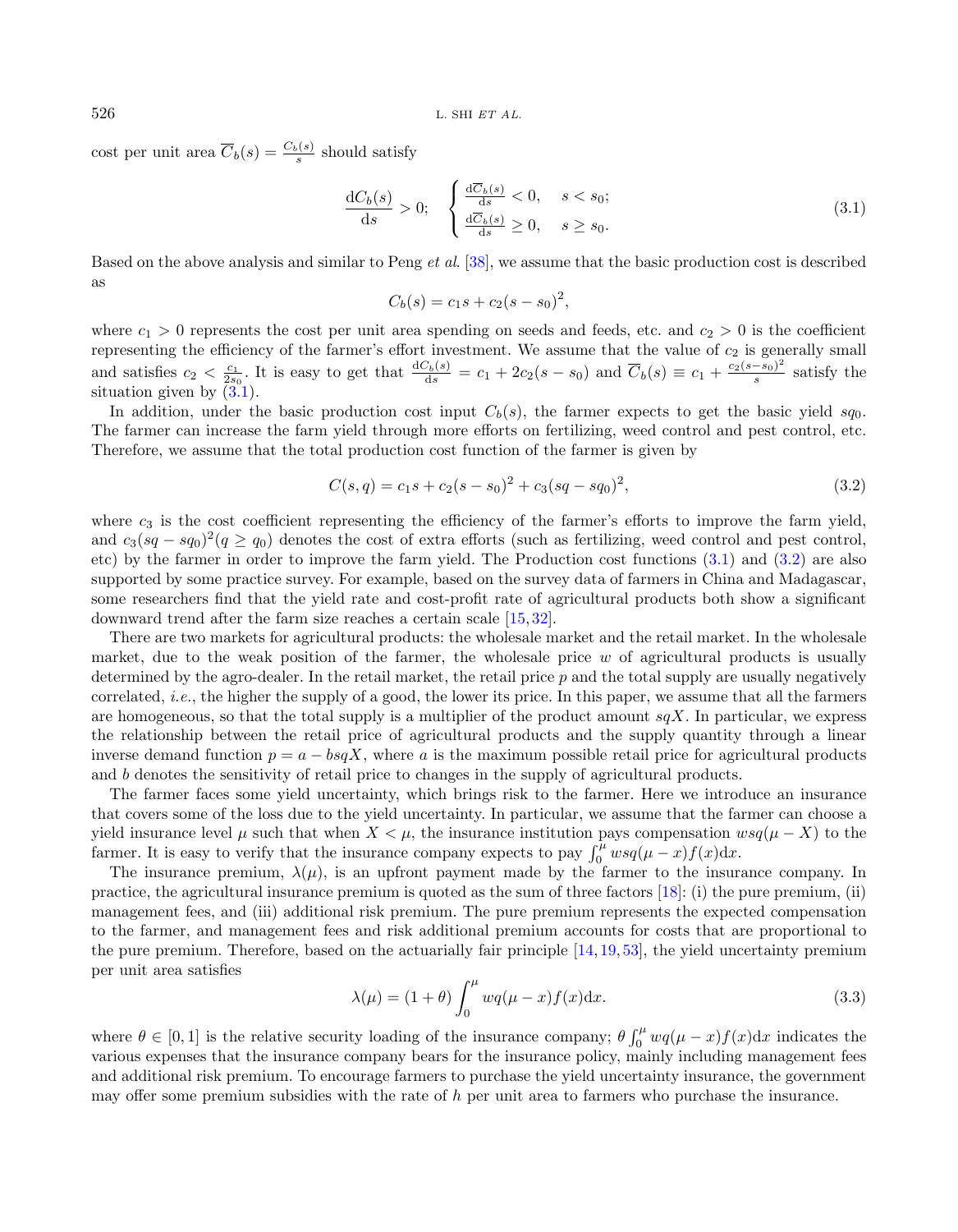cost per unit area $\overline{C}_b(s) = \frac{C_b(s)}{s}$ should satisfy

$$\frac{\mathrm{d}C_b(s)}{\mathrm{d}s} > 0; \quad \begin{cases} \frac{\mathrm{d}\overline{C}_b(s)}{\mathrm{d}s} < 0, & s < s_0; \\ \frac{\mathrm{d}\overline{C}_b(s)}{\mathrm{d}s} \geq 0, & s \geq s_0. \end{cases} \tag{3.1}$$

Based on the above analysis and similar to Peng *et al.* [38], we assume that the basic production cost is described as

$$C_b(s) = c_1 s + c_2(s - s_0)^2,$$

where $c_1 > 0$ represents the cost per unit area spending on seeds and feeds, etc. and $c_2 > 0$ is the coefficient representing the efficiency of the farmer's effort investment. We assume that the value of $c_2$ is generally small and satisfies $c_2 < \frac{c_1}{2s_0}$. It is easy to get that $\frac{\mathrm{d}C_b(s)}{\mathrm{d}s} = c_1 + 2c_2(s - s_0)$ and $\overline{C}_b(s) \equiv c_1 + \frac{c_2(s-s_0)^2}{s}$ satisfy the situation given by (3.1).

In addition, under the basic production cost input $C_b(s)$, the farmer expects to get the basic yield $sq_0$. The farmer can increase the farm yield through more efforts on fertilizing, weed control and pest control, etc. Therefore, we assume that the total production cost function of the farmer is given by

$$C(s, q) = c_1 s + c_2(s - s_0)^2 + c_3(sq - sq_0)^2, \tag{3.2}$$

where $c_3$ is the cost coefficient representing the efficiency of the farmer's efforts to improve the farm yield, and $c_3(sq - sq_0)^2 (q \geq q_0)$ denotes the cost of extra efforts (such as fertilizing, weed control and pest control, etc) by the farmer in order to improve the farm yield. The Production cost functions (3.1) and (3.2) are also supported by some practice survey. For example, based on the survey data of farmers in China and Madagascar, some researchers find that the yield rate and cost-profit rate of agricultural products both show a significant downward trend after the farm size reaches a certain scale [15,32].

There are two markets for agricultural products: the wholesale market and the retail market. In the wholesale market, due to the weak position of the farmer, the wholesale price $w$ of agricultural products is usually determined by the agro-dealer. In the retail market, the retail price $p$ and the total supply are usually negatively correlated, *i.e.*, the higher the supply of a good, the lower its price. In this paper, we assume that all the farmers are homogeneous, so that the total supply is a multiplier of the product amount $sqX$. In particular, we express the relationship between the retail price of agricultural products and the supply quantity through a linear inverse demand function $p = a - bsqX$, where $a$ is the maximum possible retail price for agricultural products and $b$ denotes the sensitivity of retail price to changes in the supply of agricultural products.

The farmer faces some yield uncertainty, which brings risk to the farmer. Here we introduce an insurance that covers some of the loss due to the yield uncertainty. In particular, we assume that the farmer can choose a yield insurance level $\mu$ such that when $X < \mu$, the insurance institution pays compensation $wsq(\mu - X)$ to the farmer. It is easy to verify that the insurance company expects to pay $\int_0^\mu wsq(\mu - x)f(x)\mathrm{d}x$.

The insurance premium, $\lambda(\mu)$, is an upfront payment made by the farmer to the insurance company. In practice, the agricultural insurance premium is quoted as the sum of three factors [18]: (i) the pure premium, (ii) management fees, and (iii) additional risk premium. The pure premium represents the expected compensation to the farmer, and management fees and risk additional premium accounts for costs that are proportional to the pure premium. Therefore, based on the actuarially fair principle [14,19,53], the yield uncertainty premium per unit area satisfies

$$\lambda(\mu) = (1 + \theta)\int_0^\mu wq(\mu - x)f(x)\mathrm{d}x. \tag{3.3}$$

where $\theta \in [0, 1]$ is the relative security loading of the insurance company; $\theta \int_0^\mu wq(\mu - x)f(x)\mathrm{d}x$ indicates the various expenses that the insurance company bears for the insurance policy, mainly including management fees and additional risk premium. To encourage farmers to purchase the yield uncertainty insurance, the government may offer some premium subsidies with the rate of $h$ per unit area to farmers who purchase the insurance.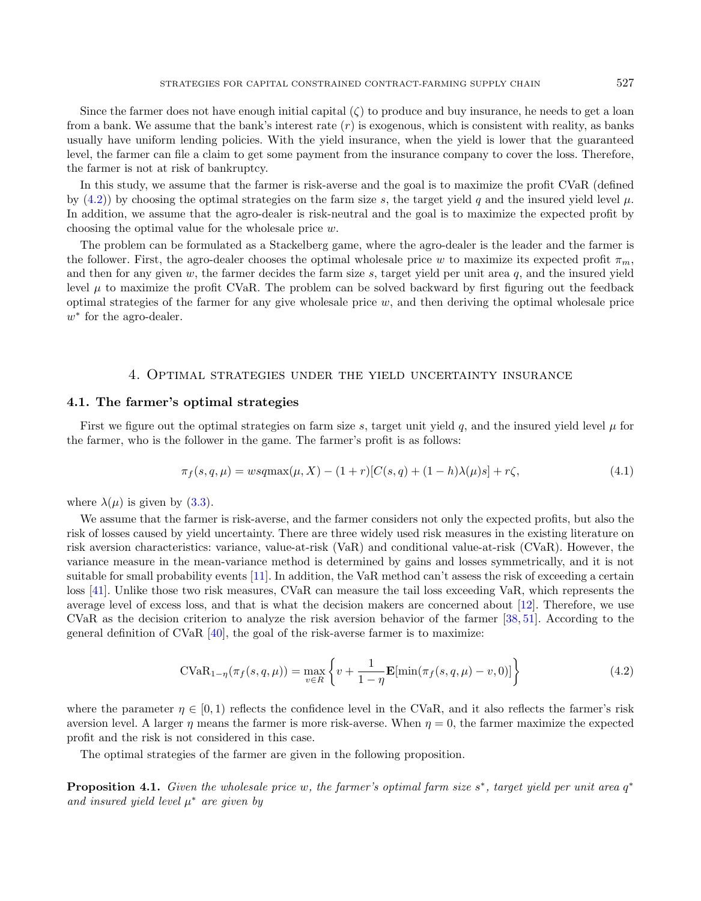Since the farmer does not have enough initial capital ($\zeta$) to produce and buy insurance, he needs to get a loan from a bank. We assume that the bank's interest rate ($r$) is exogenous, which is consistent with reality, as banks usually have uniform lending policies. With the yield insurance, when the yield is lower that the guaranteed level, the farmer can file a claim to get some payment from the insurance company to cover the loss. Therefore, the farmer is not at risk of bankruptcy.

In this study, we assume that the farmer is risk-averse and the goal is to maximize the profit CVaR (defined by (4.2)) by choosing the optimal strategies on the farm size $s$, the target yield $q$ and the insured yield level $\mu$. In addition, we assume that the agro-dealer is risk-neutral and the goal is to maximize the expected profit by choosing the optimal value for the wholesale price $w$.

The problem can be formulated as a Stackelberg game, where the agro-dealer is the leader and the farmer is the follower. First, the agro-dealer chooses the optimal wholesale price $w$ to maximize its expected profit $\pi_m$, and then for any given $w$, the farmer decides the farm size $s$, target yield per unit area $q$, and the insured yield level $\mu$ to maximize the profit CVaR. The problem can be solved backward by first figuring out the feedback optimal strategies of the farmer for any give wholesale price $w$, and then deriving the optimal wholesale price $w^*$ for the agro-dealer.

## 4. Optimal strategies under the yield uncertainty insurance

### 4.1. The farmer's optimal strategies

First we figure out the optimal strategies on farm size $s$, target unit yield $q$, and the insured yield level $\mu$ for the farmer, who is the follower in the game. The farmer's profit is as follows:

$$\pi_f(s,q,\mu) = wsq\max(\mu, X) - (1+r)[C(s,q) + (1-h)\lambda(\mu)s] + r\zeta, \tag{4.1}$$

where $\lambda(\mu)$ is given by (3.3).

We assume that the farmer is risk-averse, and the farmer considers not only the expected profits, but also the risk of losses caused by yield uncertainty. There are three widely used risk measures in the existing literature on risk aversion characteristics: variance, value-at-risk (VaR) and conditional value-at-risk (CVaR). However, the variance measure in the mean-variance method is determined by gains and losses symmetrically, and it is not suitable for small probability events [11]. In addition, the VaR method can't assess the risk of exceeding a certain loss [41]. Unlike those two risk measures, CVaR can measure the tail loss exceeding VaR, which represents the average level of excess loss, and that is what the decision makers are concerned about [12]. Therefore, we use CVaR as the decision criterion to analyze the risk aversion behavior of the farmer [38, 51]. According to the general definition of CVaR [40], the goal of the risk-averse farmer is to maximize:

$$\text{CVaR}_{1-\eta}(\pi_f(s,q,\mu)) = \max_{v\in R}\left\{v + \frac{1}{1-\eta}\mathbf{E}[\min(\pi_f(s,q,\mu) - v, 0)]\right\} \tag{4.2}$$

where the parameter $\eta \in [0,1)$ reflects the confidence level in the CVaR, and it also reflects the farmer's risk aversion level. A larger $\eta$ means the farmer is more risk-averse. When $\eta = 0$, the farmer maximize the expected profit and the risk is not considered in this case.

The optimal strategies of the farmer are given in the following proposition.

**Proposition 4.1.** *Given the wholesale price $w$, the farmer's optimal farm size $s^*$, target yield per unit area $q^*$ and insured yield level $\mu^*$ are given by*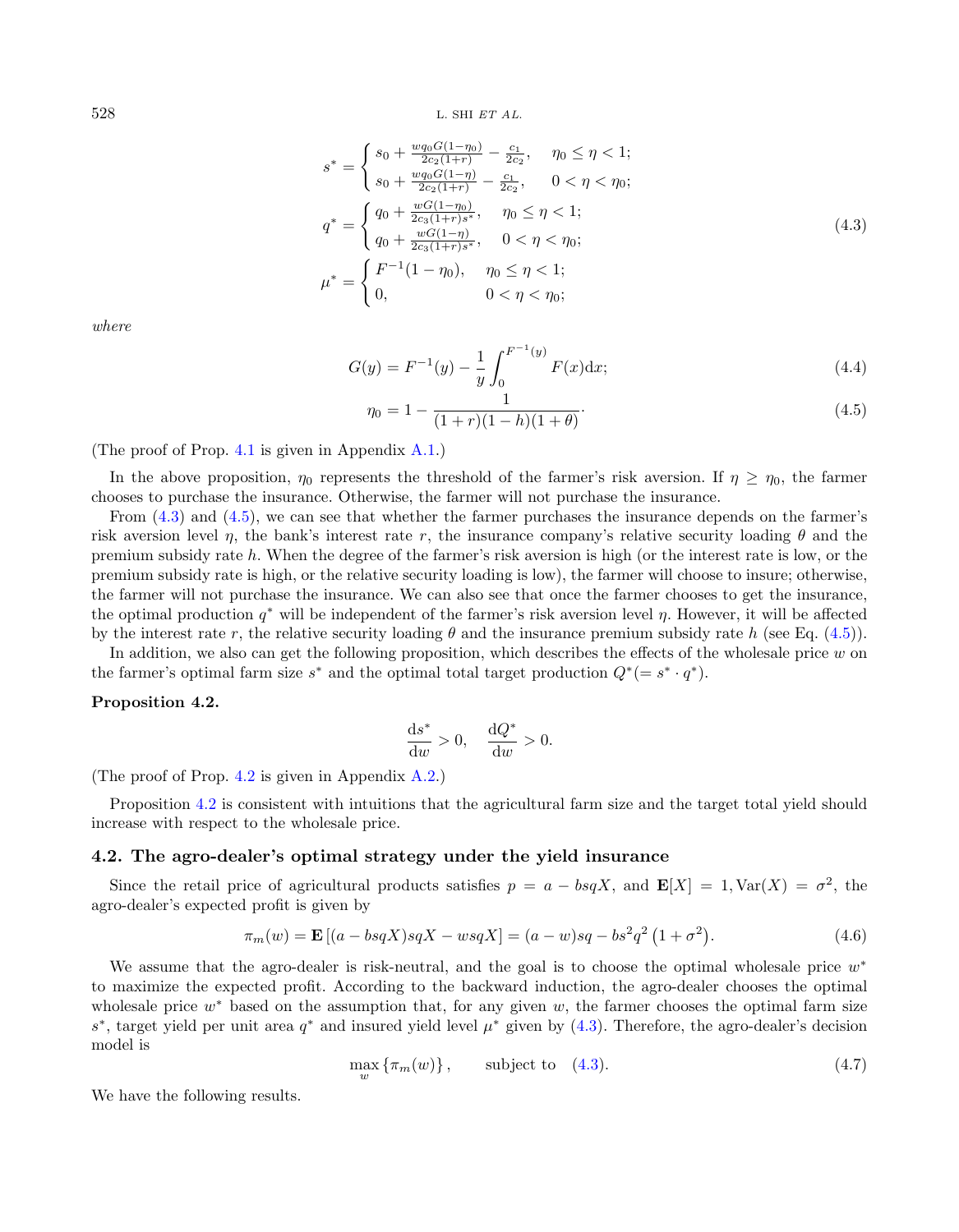$$
s^* = \begin{cases} s_0 + \frac{wq_0G(1-\eta_0)}{2c_2(1+r)} - \frac{c_1}{2c_2}, & \eta_0 \le \eta < 1; \\ s_0 + \frac{wq_0G(1-\eta)}{2c_2(1+r)} - \frac{c_1}{2c_2}, & 0 < \eta < \eta_0; \end{cases}
$$

$$
q^* = \begin{cases} q_0 + \frac{wG(1-\eta_0)}{2c_3(1+r)s^*}, & \eta_0 \le \eta < 1; \\ q_0 + \frac{wG(1-\eta)}{2c_3(1+r)s^*}, & 0 < \eta < \eta_0; \end{cases} \tag{4.3}
$$

$$
\mu^* = \begin{cases} F^{-1}(1-\eta_0), & \eta_0 \le \eta < 1; \\ 0, & 0 < \eta < \eta_0; \end{cases}
$$

*where*

$$
G(y) = F^{-1}(y) - \frac{1}{y}\int_0^{F^{-1}(y)} F(x)\mathrm{d}x; \tag{4.4}
$$

$$
\eta_0 = 1 - \frac{1}{(1+r)(1-h)(1+\theta)}. \tag{4.5}
$$

(The proof of Prop. 4.1 is given in Appendix A.1.)

In the above proposition, $\eta_0$ represents the threshold of the farmer's risk aversion. If $\eta \ge \eta_0$, the farmer chooses to purchase the insurance. Otherwise, the farmer will not purchase the insurance.

From (4.3) and (4.5), we can see that whether the farmer purchases the insurance depends on the farmer's risk aversion level $\eta$, the bank's interest rate $r$, the insurance company's relative security loading $\theta$ and the premium subsidy rate $h$. When the degree of the farmer's risk aversion is high (or the interest rate is low, or the premium subsidy rate is high, or the relative security loading is low), the farmer will choose to insure; otherwise, the farmer will not purchase the insurance. We can also see that once the farmer chooses to get the insurance, the optimal production $q^*$ will be independent of the farmer's risk aversion level $\eta$. However, it will be affected by the interest rate $r$, the relative security loading $\theta$ and the insurance premium subsidy rate $h$ (see Eq. (4.5)).

In addition, we also can get the following proposition, which describes the effects of the wholesale price $w$ on the farmer's optimal farm size $s^*$ and the optimal total target production $Q^*(= s^* \cdot q^*)$.

**Proposition 4.2.**

$$
\frac{\mathrm{d}s^*}{\mathrm{d}w} > 0, \quad \frac{\mathrm{d}Q^*}{\mathrm{d}w} > 0.
$$

(The proof of Prop. 4.2 is given in Appendix A.2.)

Proposition 4.2 is consistent with intuitions that the agricultural farm size and the target total yield should increase with respect to the wholesale price.

### 4.2. The agro-dealer's optimal strategy under the yield insurance

Since the retail price of agricultural products satisfies $p = a - bsqX$, and $\mathbf{E}[X] = 1, \mathrm{Var}(X) = \sigma^2$, the agro-dealer's expected profit is given by

$$
\pi_m(w) = \mathbf{E}\left[(a - bsqX)sqX - wsqX\right] = (a-w)sq - bs^2q^2\left(1+\sigma^2\right). \tag{4.6}
$$

We assume that the agro-dealer is risk-neutral, and the goal is to choose the optimal wholesale price $w^*$ to maximize the expected profit. According to the backward induction, the agro-dealer chooses the optimal wholesale price $w^*$ based on the assumption that, for any given $w$, the farmer chooses the optimal farm size $s^*$, target yield per unit area $q^*$ and insured yield level $\mu^*$ given by (4.3). Therefore, the agro-dealer's decision model is

$$
\max_w \{\pi_m(w)\}, \qquad \text{subject to} \quad (4.3). \tag{4.7}
$$

We have the following results.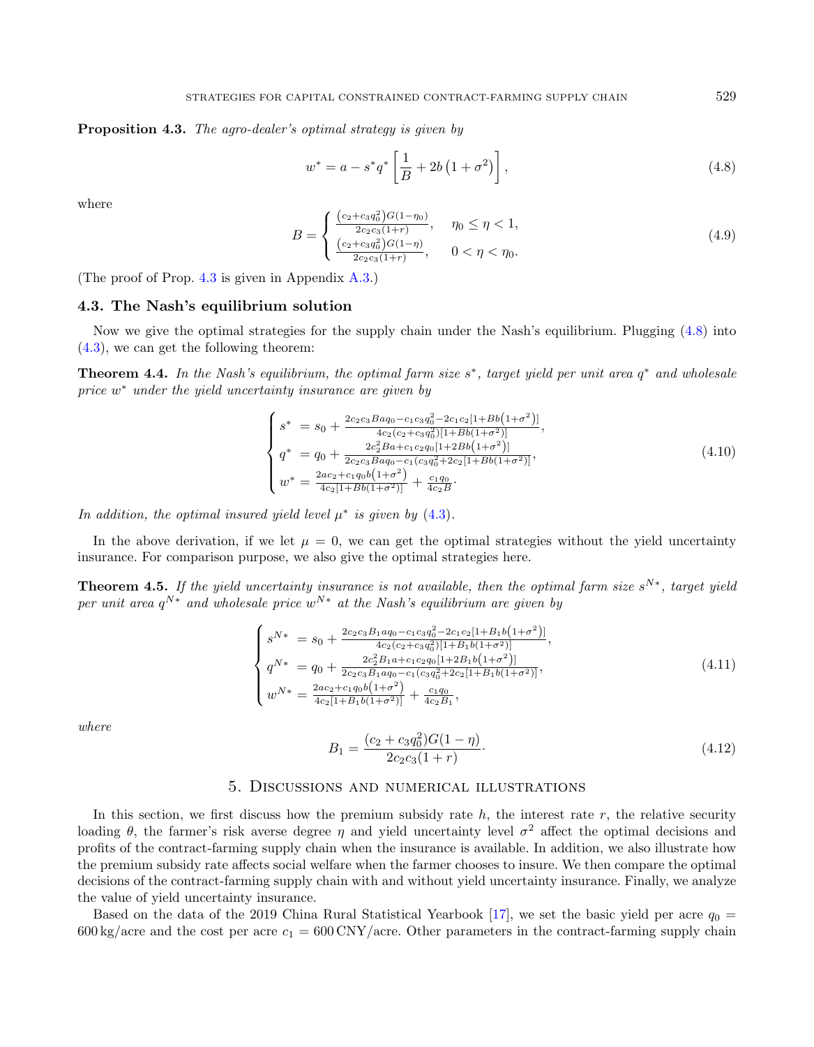**Proposition 4.3.** *The agro-dealer's optimal strategy is given by*

$$w^* = a - s^* q^* \left[\frac{1}{B} + 2b\left(1+\sigma^2\right)\right], \tag{4.8}$$

where

$$B = \begin{cases} \frac{\left(c_2+c_3 q_0^2\right)G(1-\eta_0)}{2c_2c_3(1+r)}, & \eta_0 \leq \eta < 1, \\ \frac{\left(c_2+c_3 q_0^2\right)G(1-\eta)}{2c_2c_3(1+r)}, & 0 < \eta < \eta_0. \end{cases} \tag{4.9}$$

(The proof of Prop. 4.3 is given in Appendix A.3.)

### 4.3. The Nash's equilibrium solution

Now we give the optimal strategies for the supply chain under the Nash's equilibrium. Plugging (4.8) into (4.3), we can get the following theorem:

**Theorem 4.4.** *In the Nash's equilibrium, the optimal farm size $s^*$, target yield per unit area $q^*$ and wholesale price $w^*$ under the yield uncertainty insurance are given by*

$$\begin{cases} s^* &= s_0 + \frac{2c_2c_3Baq_0 - c_1c_3q_0^2 - 2c_1c_2\left[1+Bb\left(1+\sigma^2\right)\right]}{4c_2(c_2+c_3q_0^2)[1+Bb(1+\sigma^2)]}, \\ q^* &= q_0 + \frac{2c_2^2Ba + c_1c_2q_0\left[1+2Bb\left(1+\sigma^2\right)\right]}{2c_2c_3Baq_0 - c_1(c_3q_0^2+2c_2[1+Bb(1+\sigma^2)]}, \\ w^* &= \frac{2ac_2 + c_1q_0b\left(1+\sigma^2\right)}{4c_2[1+Bb(1+\sigma^2)]} + \frac{c_1q_0}{4c_2B}. \end{cases} \tag{4.10}$$

*In addition, the optimal insured yield level $\mu^*$ is given by (4.3).*

In the above derivation, if we let $\mu = 0$, we can get the optimal strategies without the yield uncertainty insurance. For comparison purpose, we also give the optimal strategies here.

**Theorem 4.5.** *If the yield uncertainty insurance is not available, then the optimal farm size $s^{N*}$, target yield per unit area $q^{N*}$ and wholesale price $w^{N*}$ at the Nash's equilibrium are given by*

$$\begin{cases} s^{N*} &= s_0 + \frac{2c_2c_3B_1aq_0 - c_1c_3q_0^2 - 2c_1c_2\left[1+B_1b\left(1+\sigma^2\right)\right]}{4c_2(c_2+c_3q_0^2)[1+B_1b(1+\sigma^2)]}, \\ q^{N*} &= q_0 + \frac{2c_2^2B_1a + c_1c_2q_0\left[1+2B_1b\left(1+\sigma^2\right)\right]}{2c_2c_3B_1aq_0 - c_1(c_3q_0^2+2c_2[1+B_1b(1+\sigma^2)]}, \\ w^{N*} &= \frac{2ac_2 + c_1q_0b\left(1+\sigma^2\right)}{4c_2[1+B_1b(1+\sigma^2)]} + \frac{c_1q_0}{4c_2B_1}, \end{cases} \tag{4.11}$$

*where*

$$B_1 = \frac{(c_2+c_3q_0^2)G(1-\eta)}{2c_2c_3(1+r)}. \tag{4.12}$$

## 5. Discussions and numerical illustrations

In this section, we first discuss how the premium subsidy rate $h$, the interest rate $r$, the relative security loading $\theta$, the farmer's risk averse degree $\eta$ and yield uncertainty level $\sigma^2$ affect the optimal decisions and profits of the contract-farming supply chain when the insurance is available. In addition, we also illustrate how the premium subsidy rate affects social welfare when the farmer chooses to insure. We then compare the optimal decisions of the contract-farming supply chain with and without yield uncertainty insurance. Finally, we analyze the value of yield uncertainty insurance.

Based on the data of the 2019 China Rural Statistical Yearbook [17], we set the basic yield per acre $q_0 =$ 600 kg/acre and the cost per acre $c_1 = 600$ CNY/acre. Other parameters in the contract-farming supply chain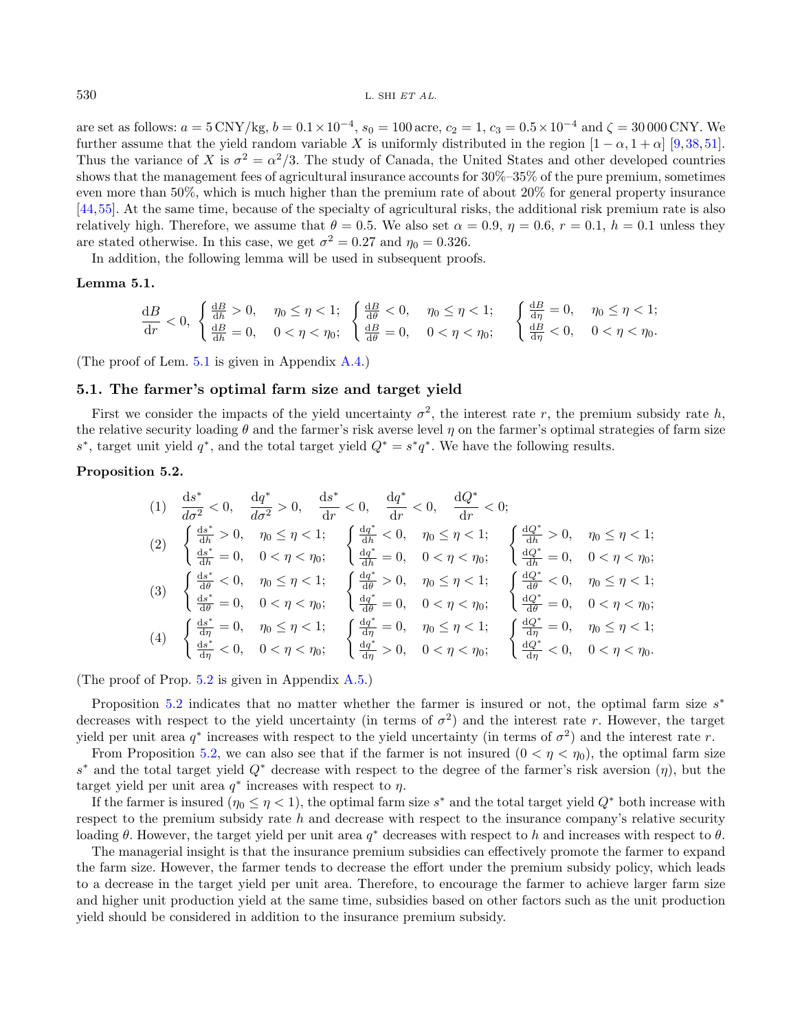are set as follows: $a = 5\,\text{CNY/kg}$, $b = 0.1\times10^{-4}$, $s_0 = 100\,\text{acre}$, $c_2 = 1$, $c_3 = 0.5\times10^{-4}$ and $\zeta = 30\,000\,\text{CNY}$. We further assume that the yield random variable $X$ is uniformly distributed in the region $[1-\alpha, 1+\alpha]$ [9,38,51]. Thus the variance of $X$ is $\sigma^2 = \alpha^2/3$. The study of Canada, the United States and other developed countries shows that the management fees of agricultural insurance accounts for 30%–35% of the pure premium, sometimes even more than 50%, which is much higher than the premium rate of about 20% for general property insurance [44,55]. At the same time, because of the specialty of agricultural risks, the additional risk premium rate is also relatively high. Therefore, we assume that $\theta = 0.5$. We also set $\alpha = 0.9$, $\eta = 0.6$, $r = 0.1$, $h = 0.1$ unless they are stated otherwise. In this case, we get $\sigma^2 = 0.27$ and $\eta_0 = 0.326$.

In addition, the following lemma will be used in subsequent proofs.

**Lemma 5.1.**

$$\frac{\mathrm{d}B}{\mathrm{d}r} < 0, \begin{cases} \frac{\mathrm{d}B}{\mathrm{d}h} > 0, & \eta_0 \le \eta < 1; \\ \frac{\mathrm{d}B}{\mathrm{d}h} = 0, & 0 < \eta < \eta_0; \end{cases} \begin{cases} \frac{\mathrm{d}B}{\mathrm{d}\theta} < 0, & \eta_0 \le \eta < 1; \\ \frac{\mathrm{d}B}{\mathrm{d}\theta} = 0, & 0 < \eta < \eta_0; \end{cases} \quad \begin{cases} \frac{\mathrm{d}B}{\mathrm{d}\eta} = 0, & \eta_0 \le \eta < 1; \\ \frac{\mathrm{d}B}{\mathrm{d}\eta} < 0, & 0 < \eta < \eta_0. \end{cases}$$

(The proof of Lem. 5.1 is given in Appendix A.4.)

### 5.1. The farmer's optimal farm size and target yield

First we consider the impacts of the yield uncertainty $\sigma^2$, the interest rate $r$, the premium subsidy rate $h$, the relative security loading $\theta$ and the farmer's risk averse level $\eta$ on the farmer's optimal strategies of farm size $s^*$, target unit yield $q^*$, and the total target yield $Q^* = s^*q^*$. We have the following results.

**Proposition 5.2.**

$$(1)\quad \frac{\mathrm{d}s^*}{d\sigma^2} < 0, \quad \frac{\mathrm{d}q^*}{d\sigma^2} > 0, \quad \frac{\mathrm{d}s^*}{\mathrm{d}r} < 0, \quad \frac{\mathrm{d}q^*}{\mathrm{d}r} < 0, \quad \frac{\mathrm{d}Q^*}{\mathrm{d}r} < 0;$$

$$(2)\quad \begin{cases} \frac{\mathrm{d}s^*}{\mathrm{d}h} > 0, & \eta_0 \le \eta < 1; \\ \frac{\mathrm{d}s^*}{\mathrm{d}h} = 0, & 0 < \eta < \eta_0; \end{cases} \quad \begin{cases} \frac{\mathrm{d}q^*}{\mathrm{d}h} < 0, & \eta_0 \le \eta < 1; \\ \frac{\mathrm{d}q^*}{\mathrm{d}h} = 0, & 0 < \eta < \eta_0; \end{cases} \quad \begin{cases} \frac{\mathrm{d}Q^*}{\mathrm{d}h} > 0, & \eta_0 \le \eta < 1; \\ \frac{\mathrm{d}Q^*}{\mathrm{d}h} = 0, & 0 < \eta < \eta_0; \end{cases}$$

$$(3)\quad \begin{cases} \frac{\mathrm{d}s^*}{\mathrm{d}\theta} < 0, & \eta_0 \le \eta < 1; \\ \frac{\mathrm{d}s^*}{\mathrm{d}\theta} = 0, & 0 < \eta < \eta_0; \end{cases} \quad \begin{cases} \frac{\mathrm{d}q^*}{\mathrm{d}\theta} > 0, & \eta_0 \le \eta < 1; \\ \frac{\mathrm{d}q^*}{\mathrm{d}\theta} = 0, & 0 < \eta < \eta_0; \end{cases} \quad \begin{cases} \frac{\mathrm{d}Q^*}{\mathrm{d}\theta} < 0, & \eta_0 \le \eta < 1; \\ \frac{\mathrm{d}Q^*}{\mathrm{d}\theta} = 0, & 0 < \eta < \eta_0; \end{cases}$$

$$(4)\quad \begin{cases} \frac{\mathrm{d}s^*}{\mathrm{d}\eta} = 0, & \eta_0 \le \eta < 1; \\ \frac{\mathrm{d}s^*}{\mathrm{d}\eta} < 0, & 0 < \eta < \eta_0; \end{cases} \quad \begin{cases} \frac{\mathrm{d}q^*}{\mathrm{d}\eta} = 0, & \eta_0 \le \eta < 1; \\ \frac{\mathrm{d}q^*}{\mathrm{d}\eta} > 0, & 0 < \eta < \eta_0; \end{cases} \quad \begin{cases} \frac{\mathrm{d}Q^*}{\mathrm{d}\eta} = 0, & \eta_0 \le \eta < 1; \\ \frac{\mathrm{d}Q^*}{\mathrm{d}\eta} < 0, & 0 < \eta < \eta_0. \end{cases}$$

(The proof of Prop. 5.2 is given in Appendix A.5.)

Proposition 5.2 indicates that no matter whether the farmer is insured or not, the optimal farm size $s^*$ decreases with respect to the yield uncertainty (in terms of $\sigma^2$) and the interest rate $r$. However, the target yield per unit area $q^*$ increases with respect to the yield uncertainty (in terms of $\sigma^2$) and the interest rate $r$.

From Proposition 5.2, we can also see that if the farmer is not insured ($0 < \eta < \eta_0$), the optimal farm size $s^*$ and the total target yield $Q^*$ decrease with respect to the degree of the farmer's risk aversion ($\eta$), but the target yield per unit area $q^*$ increases with respect to $\eta$.

If the farmer is insured ($\eta_0 \le \eta < 1$), the optimal farm size $s^*$ and the total target yield $Q^*$ both increase with respect to the premium subsidy rate $h$ and decrease with respect to the insurance company's relative security loading $\theta$. However, the target yield per unit area $q^*$ decreases with respect to $h$ and increases with respect to $\theta$.

The managerial insight is that the insurance premium subsidies can effectively promote the farmer to expand the farm size. However, the farmer tends to decrease the effort under the premium subsidy policy, which leads to a decrease in the target yield per unit area. Therefore, to encourage the farmer to achieve larger farm size and higher unit production yield at the same time, subsidies based on other factors such as the unit production yield should be considered in addition to the insurance premium subsidy.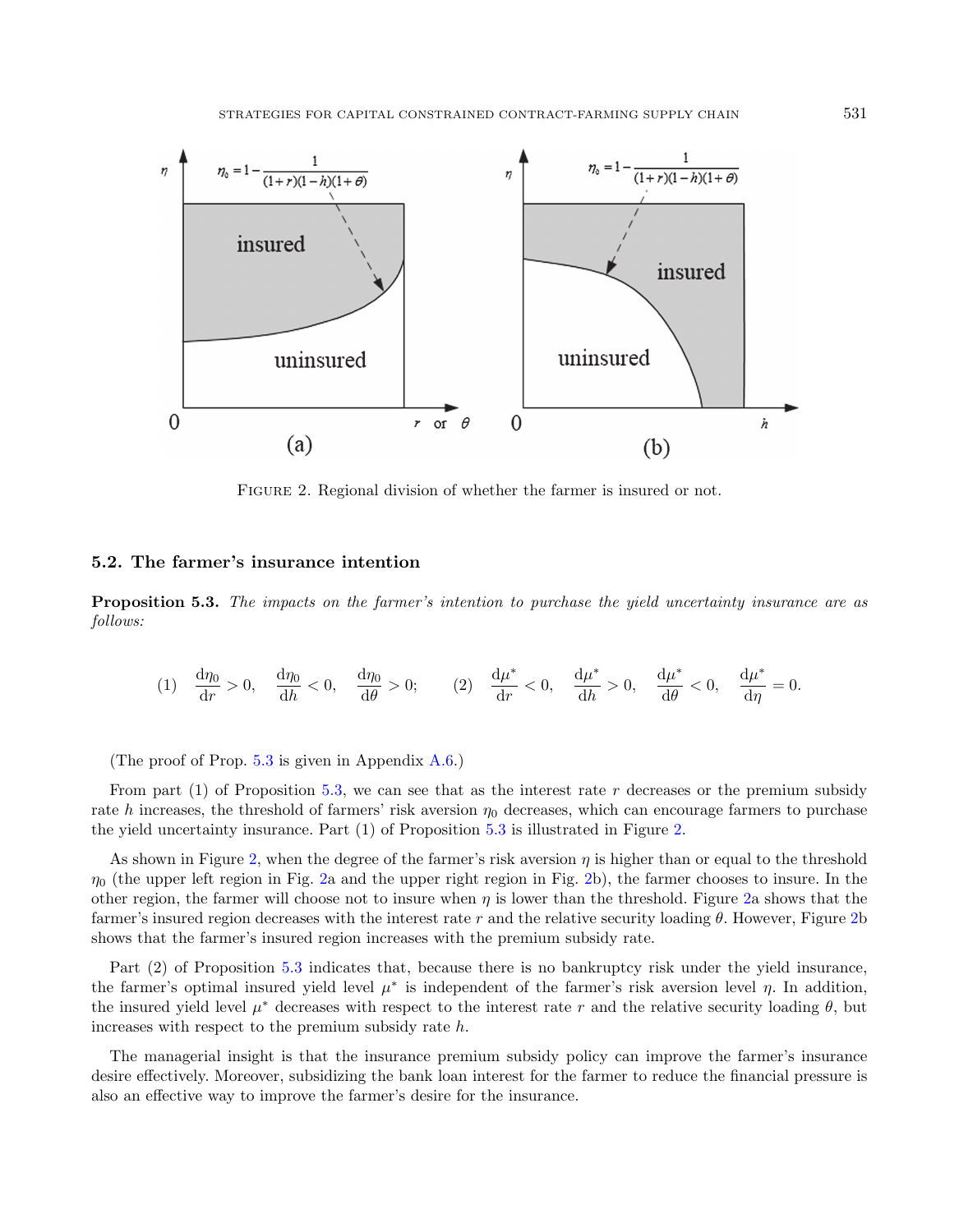FIGURE 2. Regional division of whether the farmer is insured or not.

### 5.2. The farmer's insurance intention

**Proposition 5.3.** *The impacts on the farmer's intention to purchase the yield uncertainty insurance are as follows:*

$$(1)\quad \frac{\mathrm{d}\eta_0}{\mathrm{d}r} > 0,\quad \frac{\mathrm{d}\eta_0}{\mathrm{d}h} < 0,\quad \frac{\mathrm{d}\eta_0}{\mathrm{d}\theta} > 0;\qquad (2)\quad \frac{\mathrm{d}\mu^*}{\mathrm{d}r} < 0,\quad \frac{\mathrm{d}\mu^*}{\mathrm{d}h} > 0,\quad \frac{\mathrm{d}\mu^*}{\mathrm{d}\theta} < 0,\quad \frac{\mathrm{d}\mu^*}{\mathrm{d}\eta} = 0.$$

(The proof of Prop. 5.3 is given in Appendix A.6.)

From part (1) of Proposition 5.3, we can see that as the interest rate $r$ decreases or the premium subsidy rate $h$ increases, the threshold of farmers' risk aversion $\eta_0$ decreases, which can encourage farmers to purchase the yield uncertainty insurance. Part (1) of Proposition 5.3 is illustrated in Figure 2.

As shown in Figure 2, when the degree of the farmer's risk aversion $\eta$ is higher than or equal to the threshold $\eta_0$ (the upper left region in Fig. 2a and the upper right region in Fig. 2b), the farmer chooses to insure. In the other region, the farmer will choose not to insure when $\eta$ is lower than the threshold. Figure 2a shows that the farmer's insured region decreases with the interest rate $r$ and the relative security loading $\theta$. However, Figure 2b shows that the farmer's insured region increases with the premium subsidy rate.

Part (2) of Proposition 5.3 indicates that, because there is no bankruptcy risk under the yield insurance, the farmer's optimal insured yield level $\mu^*$ is independent of the farmer's risk aversion level $\eta$. In addition, the insured yield level $\mu^*$ decreases with respect to the interest rate $r$ and the relative security loading $\theta$, but increases with respect to the premium subsidy rate $h$.

The managerial insight is that the insurance premium subsidy policy can improve the farmer's insurance desire effectively. Moreover, subsidizing the bank loan interest for the farmer to reduce the financial pressure is also an effective way to improve the farmer's desire for the insurance.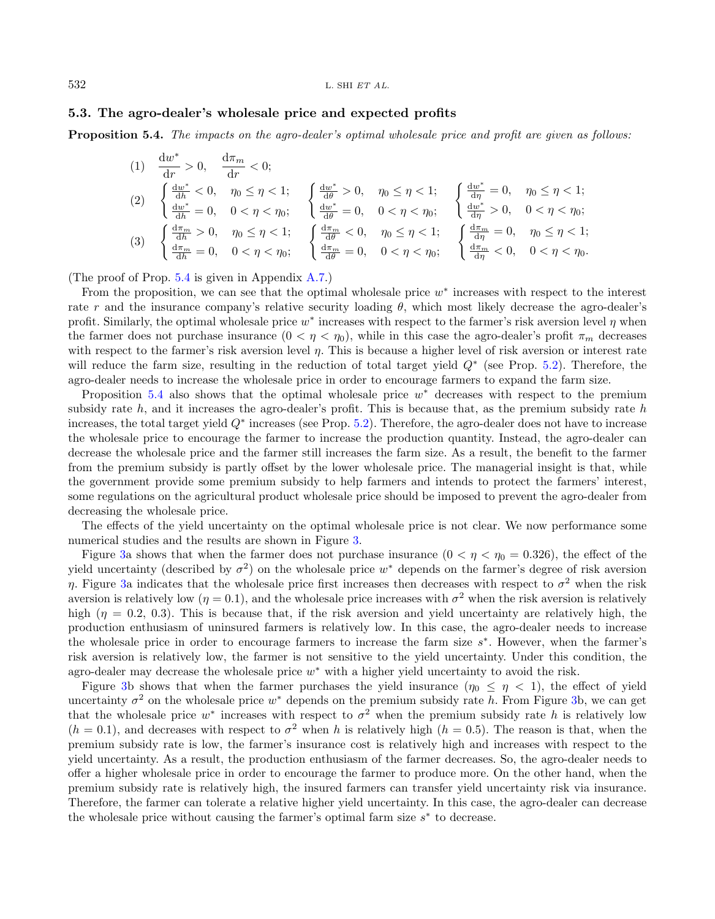### 5.3. The agro-dealer's wholesale price and expected profits

**Proposition 5.4.** *The impacts on the agro-dealer's optimal wholesale price and profit are given as follows:*

$$
(1)\quad \frac{\mathrm{d}w^*}{\mathrm{d}r} > 0, \quad \frac{\mathrm{d}\pi_m}{\mathrm{d}r} < 0;
$$

$$
(2)\quad \begin{cases} \frac{\mathrm{d}w^*}{\mathrm{d}h} < 0, & \eta_0 \leq \eta < 1; \\ \frac{\mathrm{d}w^*}{\mathrm{d}h} = 0, & 0 < \eta < \eta_0; \end{cases} \quad \begin{cases} \frac{\mathrm{d}w^*}{\mathrm{d}\theta} > 0, & \eta_0 \leq \eta < 1; \\ \frac{\mathrm{d}w^*}{\mathrm{d}\theta} = 0, & 0 < \eta < \eta_0; \end{cases} \quad \begin{cases} \frac{\mathrm{d}w^*}{\mathrm{d}\eta} = 0, & \eta_0 \leq \eta < 1; \\ \frac{\mathrm{d}w^*}{\mathrm{d}\eta} > 0, & 0 < \eta < \eta_0; \end{cases}
$$

$$
(3)\quad \begin{cases} \frac{\mathrm{d}\pi_m}{\mathrm{d}h} > 0, & \eta_0 \leq \eta < 1; \\ \frac{\mathrm{d}\pi_m}{\mathrm{d}h} = 0, & 0 < \eta < \eta_0; \end{cases} \quad \begin{cases} \frac{\mathrm{d}\pi_m}{\mathrm{d}\theta} < 0, & \eta_0 \leq \eta < 1; \\ \frac{\mathrm{d}\pi_m}{\mathrm{d}\theta} = 0, & 0 < \eta < \eta_0; \end{cases} \quad \begin{cases} \frac{\mathrm{d}\pi_m}{\mathrm{d}\eta} = 0, & \eta_0 \leq \eta < 1; \\ \frac{\mathrm{d}\pi_m}{\mathrm{d}\eta} < 0, & 0 < \eta < \eta_0. \end{cases}
$$

(The proof of Prop. 5.4 is given in Appendix A.7.)

From the proposition, we can see that the optimal wholesale price $w^*$ increases with respect to the interest rate $r$ and the insurance company's relative security loading $\theta$, which most likely decrease the agro-dealer's profit. Similarly, the optimal wholesale price $w^*$ increases with respect to the farmer's risk aversion level $\eta$ when the farmer does not purchase insurance ($0 < \eta < \eta_0$), while in this case the agro-dealer's profit $\pi_m$ decreases with respect to the farmer's risk aversion level $\eta$. This is because a higher level of risk aversion or interest rate will reduce the farm size, resulting in the reduction of total target yield $Q^*$ (see Prop. 5.2). Therefore, the agro-dealer needs to increase the wholesale price in order to encourage farmers to expand the farm size.

Proposition 5.4 also shows that the optimal wholesale price $w^*$ decreases with respect to the premium subsidy rate $h$, and it increases the agro-dealer's profit. This is because that, as the premium subsidy rate $h$ increases, the total target yield $Q^*$ increases (see Prop. 5.2). Therefore, the agro-dealer does not have to increase the wholesale price to encourage the farmer to increase the production quantity. Instead, the agro-dealer can decrease the wholesale price and the farmer still increases the farm size. As a result, the benefit to the farmer from the premium subsidy is partly offset by the lower wholesale price. The managerial insight is that, while the government provide some premium subsidy to help farmers and intends to protect the farmers' interest, some regulations on the agricultural product wholesale price should be imposed to prevent the agro-dealer from decreasing the wholesale price.

The effects of the yield uncertainty on the optimal wholesale price is not clear. We now performance some numerical studies and the results are shown in Figure 3.

Figure 3a shows that when the farmer does not purchase insurance ($0 < \eta < \eta_0 = 0.326$), the effect of the yield uncertainty (described by $\sigma^2$) on the wholesale price $w^*$ depends on the farmer's degree of risk aversion $\eta$. Figure 3a indicates that the wholesale price first increases then decreases with respect to $\sigma^2$ when the risk aversion is relatively low ($\eta = 0.1$), and the wholesale price increases with $\sigma^2$ when the risk aversion is relatively high ($\eta = 0.2$, 0.3). This is because that, if the risk aversion and yield uncertainty are relatively high, the production enthusiasm of uninsured farmers is relatively low. In this case, the agro-dealer needs to increase the wholesale price in order to encourage farmers to increase the farm size $s^*$. However, when the farmer's risk aversion is relatively low, the farmer is not sensitive to the yield uncertainty. Under this condition, the agro-dealer may decrease the wholesale price $w^*$ with a higher yield uncertainty to avoid the risk.

Figure 3b shows that when the farmer purchases the yield insurance ($\eta_0 \leq \eta < 1$), the effect of yield uncertainty $\sigma^2$ on the wholesale price $w^*$ depends on the premium subsidy rate $h$. From Figure 3b, we can get that the wholesale price $w^*$ increases with respect to $\sigma^2$ when the premium subsidy rate $h$ is relatively low ($h = 0.1$), and decreases with respect to $\sigma^2$ when $h$ is relatively high ($h = 0.5$). The reason is that, when the premium subsidy rate is low, the farmer's insurance cost is relatively high and increases with respect to the yield uncertainty. As a result, the production enthusiasm of the farmer decreases. So, the agro-dealer needs to offer a higher wholesale price in order to encourage the farmer to produce more. On the other hand, when the premium subsidy rate is relatively high, the insured farmers can transfer yield uncertainty risk via insurance. Therefore, the farmer can tolerate a relative higher yield uncertainty. In this case, the agro-dealer can decrease the wholesale price without causing the farmer's optimal farm size $s^*$ to decrease.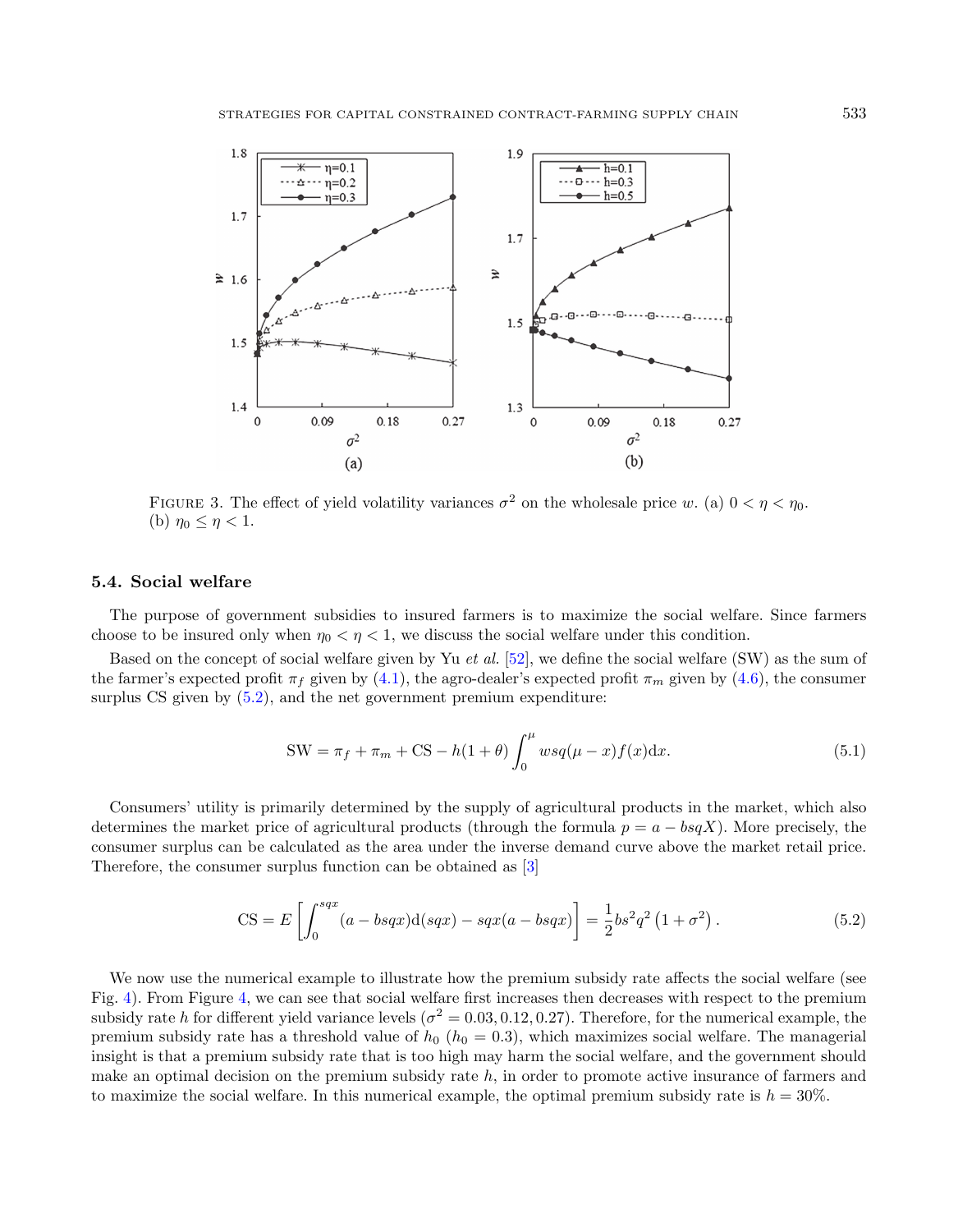FIGURE 3. The effect of yield volatility variances $\sigma^2$ on the wholesale price $w$. (a) $0 < \eta < \eta_0$. (b) $\eta_0 \leq \eta < 1$.

### 5.4. Social welfare

The purpose of government subsidies to insured farmers is to maximize the social welfare. Since farmers choose to be insured only when $\eta_0 < \eta < 1$, we discuss the social welfare under this condition.

Based on the concept of social welfare given by Yu *et al.* [52], we define the social welfare (SW) as the sum of the farmer's expected profit $\pi_f$ given by (4.1), the agro-dealer's expected profit $\pi_m$ given by (4.6), the consumer surplus CS given by (5.2), and the net government premium expenditure:

$$\mathrm{SW} = \pi_f + \pi_m + \mathrm{CS} - h(1+\theta)\int_0^{\mu} wsq(\mu - x)f(x)\mathrm{d}x. \tag{5.1}$$

Consumers' utility is primarily determined by the supply of agricultural products in the market, which also determines the market price of agricultural products (through the formula $p = a - bsqX$). More precisely, the consumer surplus can be calculated as the area under the inverse demand curve above the market retail price. Therefore, the consumer surplus function can be obtained as [3]

$$\mathrm{CS} = E\left[\int_0^{sqx}(a - bsqx)\mathrm{d}(sqx) - sqx(a - bsqx)\right] = \frac{1}{2}bs^2q^2\left(1+\sigma^2\right). \tag{5.2}$$

We now use the numerical example to illustrate how the premium subsidy rate affects the social welfare (see Fig. 4). From Figure 4, we can see that social welfare first increases then decreases with respect to the premium subsidy rate $h$ for different yield variance levels ($\sigma^2 = 0.03, 0.12, 0.27$). Therefore, for the numerical example, the premium subsidy rate has a threshold value of $h_0$ ($h_0 = 0.3$), which maximizes social welfare. The managerial insight is that a premium subsidy rate that is too high may harm the social welfare, and the government should make an optimal decision on the premium subsidy rate $h$, in order to promote active insurance of farmers and to maximize the social welfare. In this numerical example, the optimal premium subsidy rate is $h = 30\%$.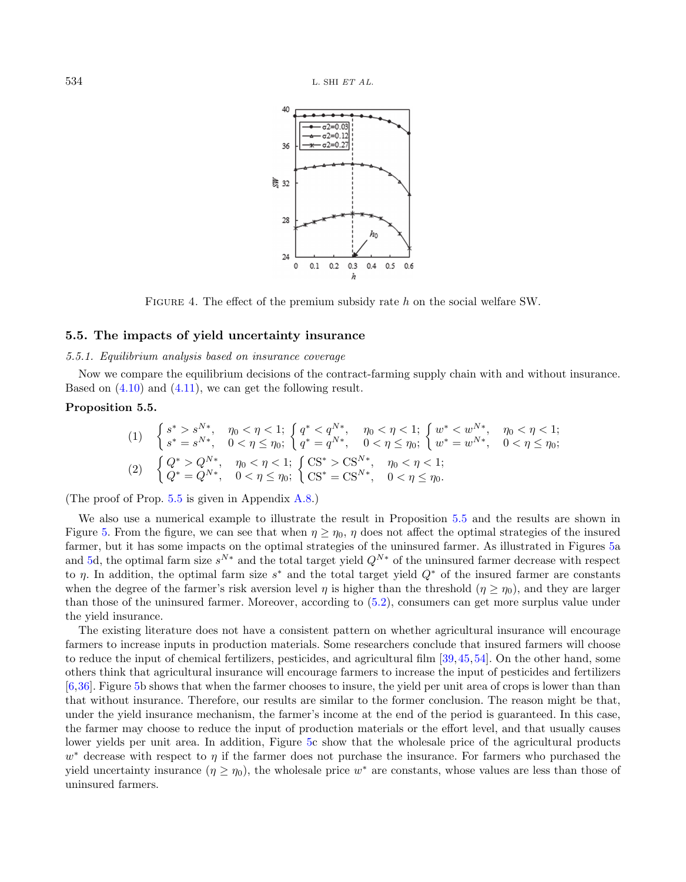FIGURE 4. The effect of the premium subsidy rate $h$ on the social welfare SW.

### 5.5. The impacts of yield uncertainty insurance

*5.5.1. Equilibrium analysis based on insurance coverage*

Now we compare the equilibrium decisions of the contract-farming supply chain with and without insurance. Based on (4.10) and (4.11), we can get the following result.

**Proposition 5.5.**

$$(1)\quad \begin{cases} s^* > s^{N*}, & \eta_0 < \eta < 1; \\ s^* = s^{N*}, & 0 < \eta \le \eta_0; \end{cases} \begin{cases} q^* < q^{N*}, & \eta_0 < \eta < 1; \\ q^* = q^{N*}, & 0 < \eta \le \eta_0; \end{cases} \begin{cases} w^* < w^{N*}, & \eta_0 < \eta < 1; \\ w^* = w^{N*}, & 0 < \eta \le \eta_0; \end{cases}$$

$$(2)\quad \begin{cases} Q^* > Q^{N*}, & \eta_0 < \eta < 1; \\ Q^* = Q^{N*}, & 0 < \eta \le \eta_0; \end{cases} \begin{cases} \mathrm{CS}^* > \mathrm{CS}^{N*}, & \eta_0 < \eta < 1; \\ \mathrm{CS}^* = \mathrm{CS}^{N*}, & 0 < \eta \le \eta_0. \end{cases}$$

(The proof of Prop. 5.5 is given in Appendix A.8.)

We also use a numerical example to illustrate the result in Proposition 5.5 and the results are shown in Figure 5. From the figure, we can see that when $\eta \ge \eta_0$, $\eta$ does not affect the optimal strategies of the insured farmer, but it has some impacts on the optimal strategies of the uninsured farmer. As illustrated in Figures 5a and 5d, the optimal farm size $s^{N*}$ and the total target yield $Q^{N*}$ of the uninsured farmer decrease with respect to $\eta$. In addition, the optimal farm size $s^*$ and the total target yield $Q^*$ of the insured farmer are constants when the degree of the farmer's risk aversion level $\eta$ is higher than the threshold ($\eta \ge \eta_0$), and they are larger than those of the uninsured farmer. Moreover, according to (5.2), consumers can get more surplus value under the yield insurance.

The existing literature does not have a consistent pattern on whether agricultural insurance will encourage farmers to increase inputs in production materials. Some researchers conclude that insured farmers will choose to reduce the input of chemical fertilizers, pesticides, and agricultural film [39,45,54]. On the other hand, some others think that agricultural insurance will encourage farmers to increase the input of pesticides and fertilizers [6,36]. Figure 5b shows that when the farmer chooses to insure, the yield per unit area of crops is lower than than that without insurance. Therefore, our results are similar to the former conclusion. The reason might be that, under the yield insurance mechanism, the farmer's income at the end of the period is guaranteed. In this case, the farmer may choose to reduce the input of production materials or the effort level, and that usually causes lower yields per unit area. In addition, Figure 5c show that the wholesale price of the agricultural products $w^*$ decrease with respect to $\eta$ if the farmer does not purchase the insurance. For farmers who purchased the yield uncertainty insurance ($\eta \ge \eta_0$), the wholesale price $w^*$ are constants, whose values are less than those of uninsured farmers.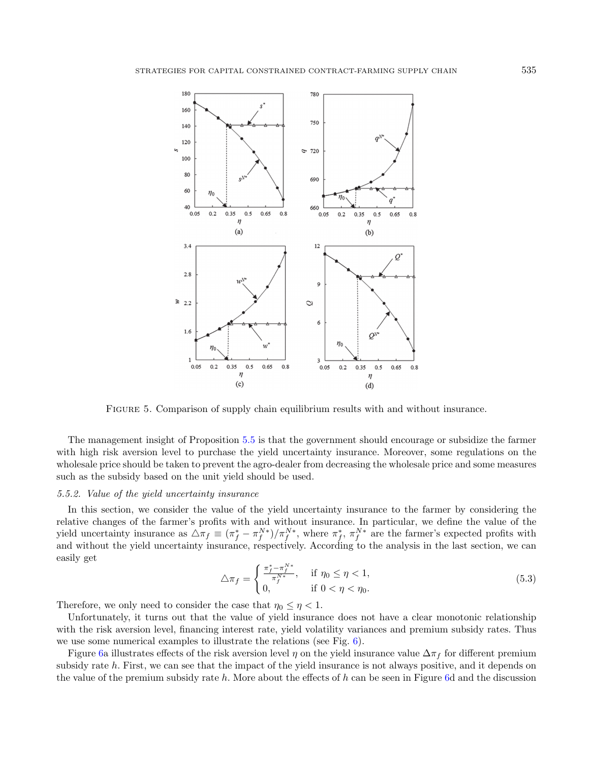FIGURE 5. Comparison of supply chain equilibrium results with and without insurance.

The management insight of Proposition 5.5 is that the government should encourage or subsidize the farmer with high risk aversion level to purchase the yield uncertainty insurance. Moreover, some regulations on the wholesale price should be taken to prevent the agro-dealer from decreasing the wholesale price and some measures such as the subsidy based on the unit yield should be used.

#### 5.5.2. *Value of the yield uncertainty insurance*

In this section, we consider the value of the yield uncertainty insurance to the farmer by considering the relative changes of the farmer's profits with and without insurance. In particular, we define the value of the yield uncertainty insurance as $\triangle\pi_f \equiv (\pi_f^* - \pi_f^{N*})/\pi_f^{N*}$, where $\pi_f^*$, $\pi_f^{N*}$ are the farmer's expected profits with and without the yield uncertainty insurance, respectively. According to the analysis in the last section, we can easily get

$$\triangle\pi_f = \begin{cases} \frac{\pi_f^* - \pi_f^{N*}}{\pi_f^{N*}}, & \text{if } \eta_0 \leq \eta < 1, \\ 0, & \text{if } 0 < \eta < \eta_0. \end{cases} \tag{5.3}$$

Therefore, we only need to consider the case that $\eta_0 \leq \eta < 1$.

Unfortunately, it turns out that the value of yield insurance does not have a clear monotonic relationship with the risk aversion level, financing interest rate, yield volatility variances and premium subsidy rates. Thus we use some numerical examples to illustrate the relations (see Fig. 6).

Figure 6a illustrates effects of the risk aversion level $\eta$ on the yield insurance value $\Delta\pi_f$ for different premium subsidy rate $h$. First, we can see that the impact of the yield insurance is not always positive, and it depends on the value of the premium subsidy rate $h$. More about the effects of $h$ can be seen in Figure 6d and the discussion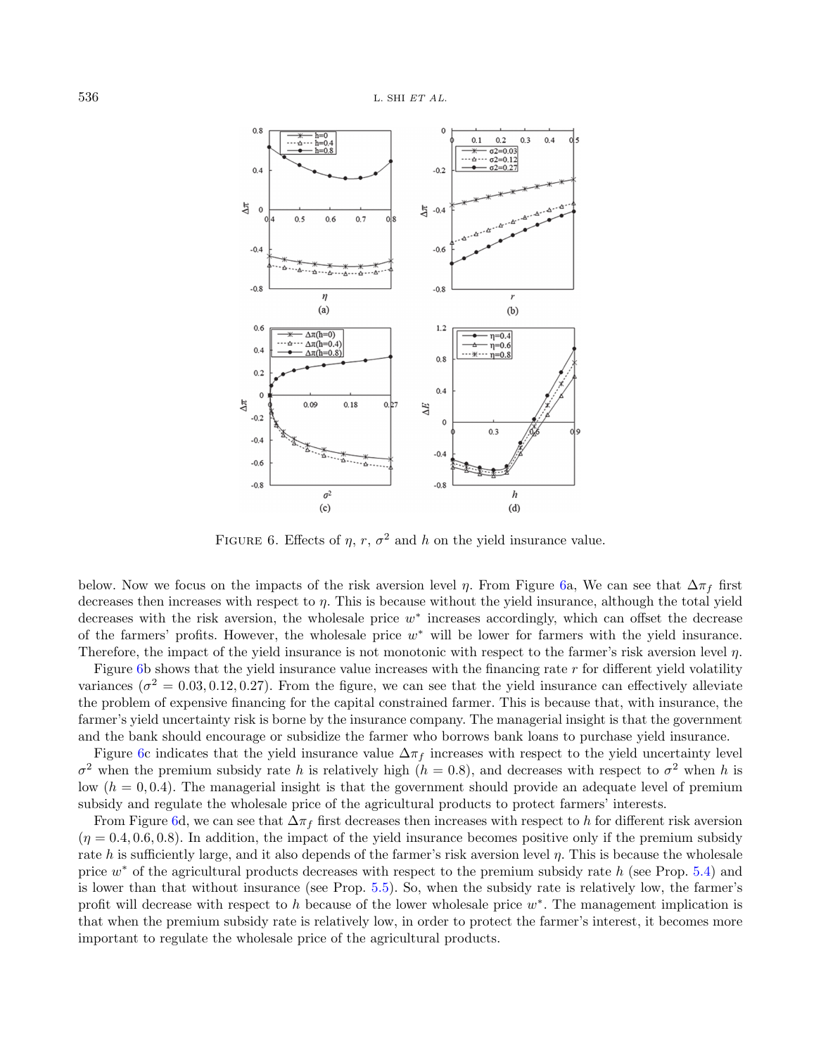FIGURE 6. Effects of $\eta$, $r$, $\sigma^2$ and $h$ on the yield insurance value.

below. Now we focus on the impacts of the risk aversion level $\eta$. From Figure 6a, We can see that $\Delta\pi_f$ first decreases then increases with respect to $\eta$. This is because without the yield insurance, although the total yield decreases with the risk aversion, the wholesale price $w^*$ increases accordingly, which can offset the decrease of the farmers' profits. However, the wholesale price $w^*$ will be lower for farmers with the yield insurance. Therefore, the impact of the yield insurance is not monotonic with respect to the farmer's risk aversion level $\eta$.

Figure 6b shows that the yield insurance value increases with the financing rate $r$ for different yield volatility variances ($\sigma^2 = 0.03, 0.12, 0.27$). From the figure, we can see that the yield insurance can effectively alleviate the problem of expensive financing for the capital constrained farmer. This is because that, with insurance, the farmer's yield uncertainty risk is borne by the insurance company. The managerial insight is that the government and the bank should encourage or subsidize the farmer who borrows bank loans to purchase yield insurance.

Figure 6c indicates that the yield insurance value $\Delta\pi_f$ increases with respect to the yield uncertainty level $\sigma^2$ when the premium subsidy rate $h$ is relatively high ($h = 0.8$), and decreases with respect to $\sigma^2$ when $h$ is low ($h = 0, 0.4$). The managerial insight is that the government should provide an adequate level of premium subsidy and regulate the wholesale price of the agricultural products to protect farmers' interests.

From Figure 6d, we can see that $\Delta\pi_f$ first decreases then increases with respect to $h$ for different risk aversion ($\eta = 0.4, 0.6, 0.8$). In addition, the impact of the yield insurance becomes positive only if the premium subsidy rate $h$ is sufficiently large, and it also depends of the farmer's risk aversion level $\eta$. This is because the wholesale price $w^*$ of the agricultural products decreases with respect to the premium subsidy rate $h$ (see Prop. 5.4) and is lower than that without insurance (see Prop. 5.5). So, when the subsidy rate is relatively low, the farmer's profit will decrease with respect to $h$ because of the lower wholesale price $w^*$. The management implication is that when the premium subsidy rate is relatively low, in order to protect the farmer's interest, it becomes more important to regulate the wholesale price of the agricultural products.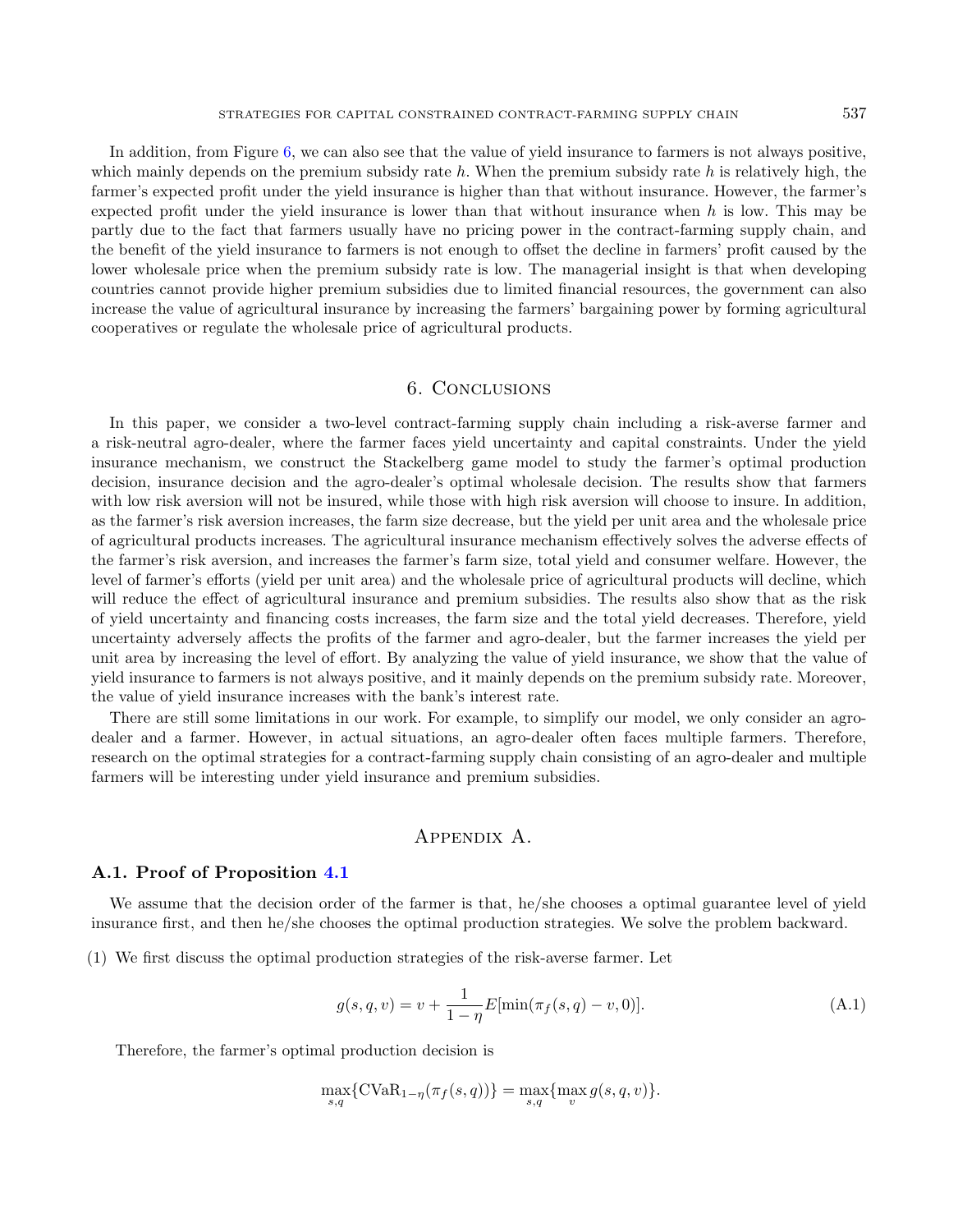In addition, from Figure 6, we can also see that the value of yield insurance to farmers is not always positive, which mainly depends on the premium subsidy rate $h$. When the premium subsidy rate $h$ is relatively high, the farmer's expected profit under the yield insurance is higher than that without insurance. However, the farmer's expected profit under the yield insurance is lower than that without insurance when $h$ is low. This may be partly due to the fact that farmers usually have no pricing power in the contract-farming supply chain, and the benefit of the yield insurance to farmers is not enough to offset the decline in farmers' profit caused by the lower wholesale price when the premium subsidy rate is low. The managerial insight is that when developing countries cannot provide higher premium subsidies due to limited financial resources, the government can also increase the value of agricultural insurance by increasing the farmers' bargaining power by forming agricultural cooperatives or regulate the wholesale price of agricultural products.

## 6. Conclusions

In this paper, we consider a two-level contract-farming supply chain including a risk-averse farmer and a risk-neutral agro-dealer, where the farmer faces yield uncertainty and capital constraints. Under the yield insurance mechanism, we construct the Stackelberg game model to study the farmer's optimal production decision, insurance decision and the agro-dealer's optimal wholesale decision. The results show that farmers with low risk aversion will not be insured, while those with high risk aversion will choose to insure. In addition, as the farmer's risk aversion increases, the farm size decrease, but the yield per unit area and the wholesale price of agricultural products increases. The agricultural insurance mechanism effectively solves the adverse effects of the farmer's risk aversion, and increases the farmer's farm size, total yield and consumer welfare. However, the level of farmer's efforts (yield per unit area) and the wholesale price of agricultural products will decline, which will reduce the effect of agricultural insurance and premium subsidies. The results also show that as the risk of yield uncertainty and financing costs increases, the farm size and the total yield decreases. Therefore, yield uncertainty adversely affects the profits of the farmer and agro-dealer, but the farmer increases the yield per unit area by increasing the level of effort. By analyzing the value of yield insurance, we show that the value of yield insurance to farmers is not always positive, and it mainly depends on the premium subsidy rate. Moreover, the value of yield insurance increases with the bank's interest rate.

There are still some limitations in our work. For example, to simplify our model, we only consider an agro-dealer and a farmer. However, in actual situations, an agro-dealer often faces multiple farmers. Therefore, research on the optimal strategies for a contract-farming supply chain consisting of an agro-dealer and multiple farmers will be interesting under yield insurance and premium subsidies.

## Appendix A.

### A.1. Proof of Proposition 4.1

We assume that the decision order of the farmer is that, he/she chooses a optimal guarantee level of yield insurance first, and then he/she chooses the optimal production strategies. We solve the problem backward.

(1) We first discuss the optimal production strategies of the risk-averse farmer. Let

$$g(s, q, v) = v + \frac{1}{1-\eta} E[\min(\pi_f(s, q) - v, 0)]. \tag{A.1}$$

Therefore, the farmer's optimal production decision is

$$\max_{s,q}\{\mathrm{CVaR}_{1-\eta}(\pi_f(s, q))\} = \max_{s,q}\{\max_{v} g(s, q, v)\}.$$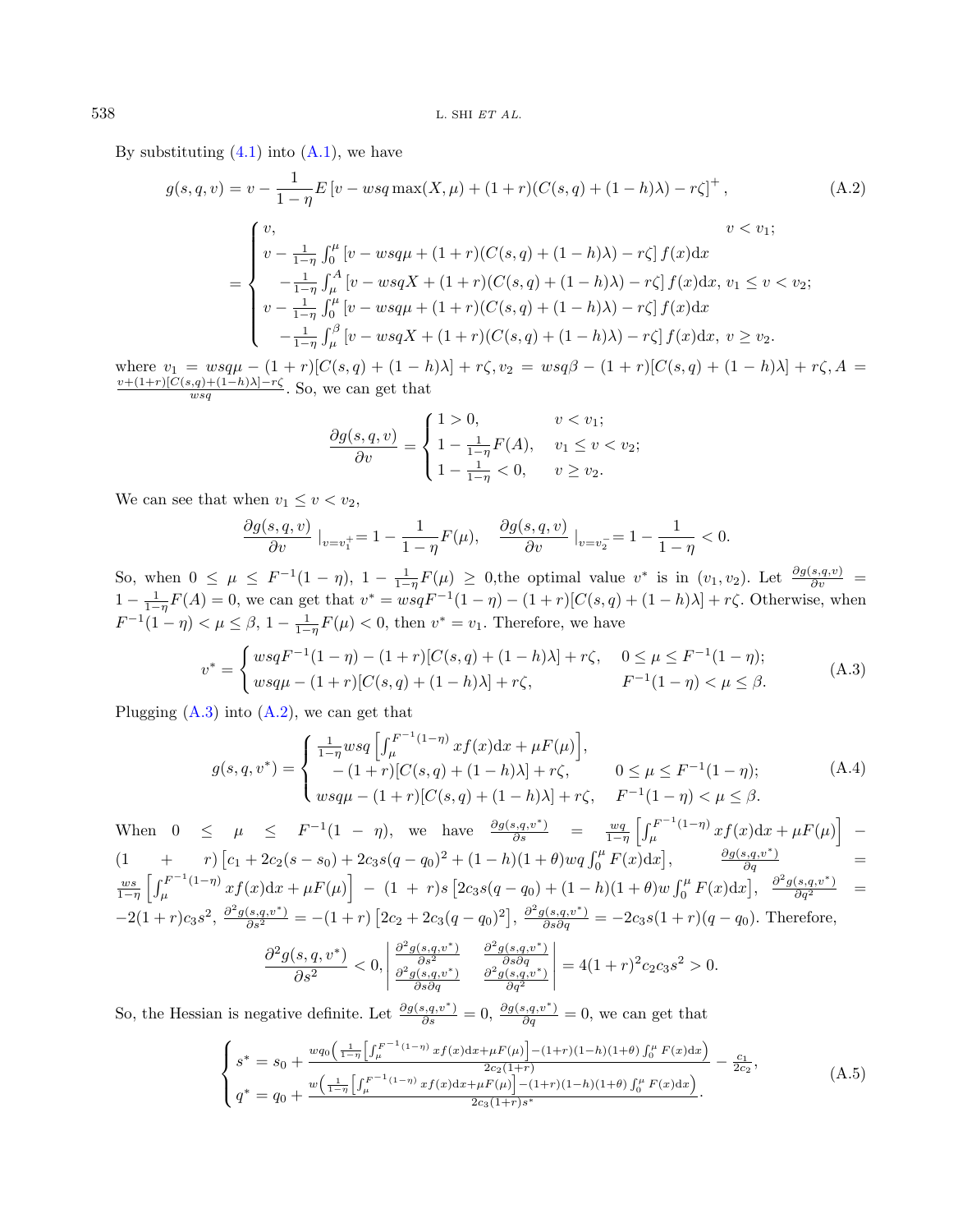By substituting (4.1) into (A.1), we have

$$
g(s,q,v) = v - \frac{1}{1-\eta} E\left[v - wsq\max(X,\mu) + (1+r)(C(s,q) + (1-h)\lambda) - r\zeta\right]^+, \tag{A.2}
$$

$$
= \begin{cases} v, & v < v_1; \\ v - \frac{1}{1-\eta}\int_0^{\mu}\left[v - wsq\mu + (1+r)(C(s,q)+(1-h)\lambda) - r\zeta\right] f(x)\mathrm{d}x & \\ \quad -\frac{1}{1-\eta}\int_{\mu}^{A}\left[v - wsqX + (1+r)(C(s,q)+(1-h)\lambda) - r\zeta\right] f(x)\mathrm{d}x, & v_1 \le v < v_2; \\ v - \frac{1}{1-\eta}\int_0^{\mu}\left[v - wsq\mu + (1+r)(C(s,q)+(1-h)\lambda) - r\zeta\right] f(x)\mathrm{d}x & \\ \quad -\frac{1}{1-\eta}\int_{\mu}^{\beta}\left[v - wsqX + (1+r)(C(s,q)+(1-h)\lambda) - r\zeta\right] f(x)\mathrm{d}x, & v \ge v_2. \end{cases}
$$

where $v_1 = wsq\mu - (1+r)[C(s,q) + (1-h)\lambda] + r\zeta$, $v_2 = wsq\beta - (1+r)[C(s,q) + (1-h)\lambda] + r\zeta$, $A = \frac{v+(1+r)[C(s,q)+(1-h)\lambda]-r\zeta}{wsq}$. So, we can get that

$$
\frac{\partial g(s,q,v)}{\partial v} = \begin{cases} 1 > 0, & v < v_1; \\ 1 - \frac{1}{1-\eta}F(A), & v_1 \le v < v_2; \\ 1 - \frac{1}{1-\eta} < 0, & v \ge v_2. \end{cases}
$$

We can see that when $v_1 \le v < v_2$,

$$
\frac{\partial g(s,q,v)}{\partial v}\Big|_{v=v_1^+} = 1 - \frac{1}{1-\eta}F(\mu), \quad \frac{\partial g(s,q,v)}{\partial v}\Big|_{v=v_2^-} = 1 - \frac{1}{1-\eta} < 0.
$$

So, when $0 \le \mu \le F^{-1}(1-\eta)$, $1 - \frac{1}{1-\eta}F(\mu) \ge 0$,the optimal value $v^*$ is in $(v_1, v_2)$. Let $\frac{\partial g(s,q,v)}{\partial v} = 1 - \frac{1}{1-\eta}F(A) = 0$, we can get that $v^* = wsqF^{-1}(1-\eta) - (1+r)[C(s,q) + (1-h)\lambda] + r\zeta$. Otherwise, when $F^{-1}(1-\eta) < \mu \le \beta$, $1 - \frac{1}{1-\eta}F(\mu) < 0$, then $v^* = v_1$. Therefore, we have

$$
v^* = \begin{cases} wsqF^{-1}(1-\eta) - (1+r)[C(s,q) + (1-h)\lambda] + r\zeta, & 0 \le \mu \le F^{-1}(1-\eta); \\ wsq\mu - (1+r)[C(s,q) + (1-h)\lambda] + r\zeta, & F^{-1}(1-\eta) < \mu \le \beta. \end{cases} \tag{A.3}
$$

Plugging (A.3) into (A.2), we can get that

$$
g(s,q,v^*) = \begin{cases} \frac{1}{1-\eta}wsq\left[\int_{\mu}^{F^{-1}(1-\eta)} xf(x)\mathrm{d}x + \mu F(\mu)\right], & \\ \quad -(1+r)[C(s,q) + (1-h)\lambda] + r\zeta, & 0 \le \mu \le F^{-1}(1-\eta); \\ wsq\mu - (1+r)[C(s,q) + (1-h)\lambda] + r\zeta, & F^{-1}(1-\eta) < \mu \le \beta. \end{cases} \tag{A.4}
$$

When $0 \le \mu \le F^{-1}(1-\eta)$, we have $\frac{\partial g(s,q,v^*)}{\partial s} = \frac{wq}{1-\eta}\left[\int_{\mu}^{F^{-1}(1-\eta)} xf(x)\mathrm{d}x + \mu F(\mu)\right] - (1+r)\left[c_1 + 2c_2(s-s_0) + 2c_3 s(q-q_0)^2 + (1-h)(1+\theta)wq\int_0^{\mu} F(x)\mathrm{d}x\right]$, $\frac{\partial g(s,q,v^*)}{\partial q} = \frac{ws}{1-\eta}\left[\int_{\mu}^{F^{-1}(1-\eta)} xf(x)\mathrm{d}x + \mu F(\mu)\right] - (1+r)s\left[2c_3 s(q-q_0) + (1-h)(1+\theta)w\int_0^{\mu} F(x)\mathrm{d}x\right]$, $\frac{\partial^2 g(s,q,v^*)}{\partial q^2} = -2(1+r)c_3 s^2$, $\frac{\partial^2 g(s,q,v^*)}{\partial s^2} = -(1+r)\left[2c_2 + 2c_3(q-q_0)^2\right]$, $\frac{\partial^2 g(s,q,v^*)}{\partial s \partial q} = -2c_3 s(1+r)(q-q_0)$. Therefore,

$$
\frac{\partial^2 g(s,q,v^*)}{\partial s^2} < 0, \begin{vmatrix} \frac{\partial^2 g(s,q,v^*)}{\partial s^2} & \frac{\partial^2 g(s,q,v^*)}{\partial s \partial q} \\ \frac{\partial^2 g(s,q,v^*)}{\partial s \partial q} & \frac{\partial^2 g(s,q,v^*)}{\partial q^2} \end{vmatrix} = 4(1+r)^2 c_2 c_3 s^2 > 0.
$$

So, the Hessian is negative definite. Let $\frac{\partial g(s,q,v^*)}{\partial s} = 0$, $\frac{\partial g(s,q,v^*)}{\partial q} = 0$, we can get that

$$
\begin{cases} s^* = s_0 + \frac{wq_0\left(\frac{1}{1-\eta}\left[\int_{\mu}^{F^{-1}(1-\eta)} xf(x)\mathrm{d}x + \mu F(\mu)\right] - (1+r)(1-h)(1+\theta)\int_0^{\mu} F(x)\mathrm{d}x\right)}{2c_2(1+r)} - \frac{c_1}{2c_2}, \\ q^* = q_0 + \frac{w\left(\frac{1}{1-\eta}\left[\int_{\mu}^{F^{-1}(1-\eta)} xf(x)\mathrm{d}x + \mu F(\mu)\right] - (1+r)(1-h)(1+\theta)\int_0^{\mu} F(x)\mathrm{d}x\right)}{2c_3(1+r)s^*}. \end{cases} \tag{A.5}
$$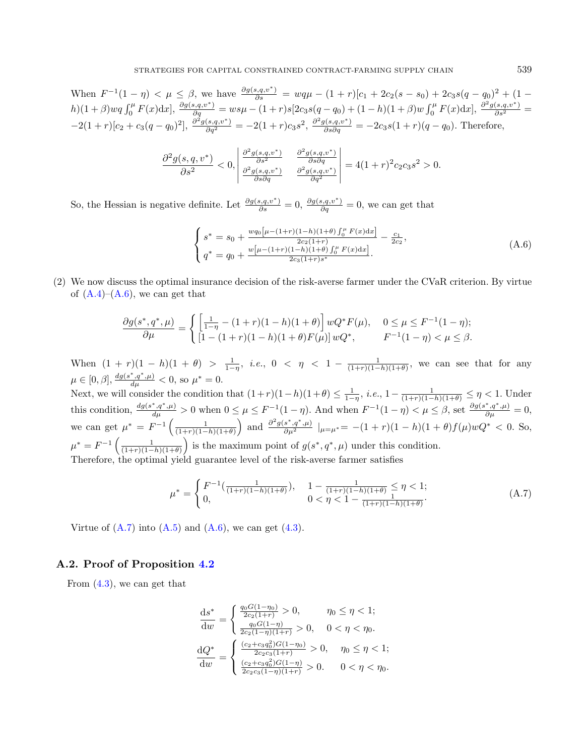When $F^{-1}(1-\eta) < \mu \leq \beta$, we have $\frac{\partial g(s,q,v^*)}{\partial s} = wq\mu - (1+r)[c_1 + 2c_2(s-s_0) + 2c_3 s(q-q_0)^2 + (1-h)(1+\beta)wq\int_0^{\mu} F(x)\mathrm{d}x]$, $\frac{\partial g(s,q,v^*)}{\partial q} = ws\mu - (1+r)s[2c_3 s(q-q_0) + (1-h)(1+\beta)w\int_0^{\mu} F(x)\mathrm{d}x]$, $\frac{\partial^2 g(s,q,v^*)}{\partial s^2} = -2(1+r)[c_2 + c_3(q-q_0)^2]$, $\frac{\partial^2 g(s,q,v^*)}{\partial q^2} = -2(1+r)c_3 s^2$, $\frac{\partial^2 g(s,q,v^*)}{\partial s \partial q} = -2c_3 s(1+r)(q-q_0)$. Therefore,

$$\frac{\partial^2 g(s,q,v^*)}{\partial s^2} < 0, \begin{vmatrix} \frac{\partial^2 g(s,q,v^*)}{\partial s^2} & \frac{\partial^2 g(s,q,v^*)}{\partial s \partial q} \\ \frac{\partial^2 g(s,q,v^*)}{\partial s \partial q} & \frac{\partial^2 g(s,q,v^*)}{\partial q^2} \end{vmatrix} = 4(1+r)^2 c_2 c_3 s^2 > 0.$$

So, the Hessian is negative definite. Let $\frac{\partial g(s,q,v^*)}{\partial s} = 0$, $\frac{\partial g(s,q,v^*)}{\partial q} = 0$, we can get that

$$\begin{cases} s^* = s_0 + \frac{wq_0\left[\mu - (1+r)(1-h)(1+\theta)\int_0^{\mu} F(x)\mathrm{d}x\right]}{2c_2(1+r)} - \frac{c_1}{2c_2}, \\ q^* = q_0 + \frac{w\left[\mu - (1+r)(1-h)(1+\theta)\int_0^{\mu} F(x)\mathrm{d}x\right]}{2c_3(1+r)s^*}. \end{cases} \tag{A.6}$$

(2) We now discuss the optimal insurance decision of the risk-averse farmer under the CVaR criterion. By virtue of (A.4)–(A.6), we can get that

$$\frac{\partial g(s^*,q^*,\mu)}{\partial \mu} = \begin{cases} \left[\frac{1}{1-\eta} - (1+r)(1-h)(1+\theta)\right] wQ^* F(\mu), & 0 \leq \mu \leq F^{-1}(1-\eta); \\ \left[1 - (1+r)(1-h)(1+\theta)F(\mu)\right] wQ^*, & F^{-1}(1-\eta) < \mu \leq \beta. \end{cases}$$

When $(1+r)(1-h)(1+\theta) > \frac{1}{1-\eta}$, *i.e.*, $0 < \eta < 1 - \frac{1}{(1+r)(1-h)(1+\theta)}$, we can see that for any $\mu \in [0,\beta]$, $\frac{dg(s^*,q^*,\mu)}{d\mu} < 0$, so $\mu^* = 0$.

Next, we will consider the condition that $(1+r)(1-h)(1+\theta) \leq \frac{1}{1-\eta}$, *i.e.*, $1 - \frac{1}{(1+r)(1-h)(1+\theta)} \leq \eta < 1$. Under this condition, $\frac{dg(s^*,q^*,\mu)}{d\mu} > 0$ when $0 \leq \mu \leq F^{-1}(1-\eta)$. And when $F^{-1}(1-\eta) < \mu \leq \beta$, set $\frac{\partial g(s^*,q^*,\mu)}{\partial \mu} = 0$, we can get $\mu^* = F^{-1}\left(\frac{1}{(1+r)(1-h)(1+\theta)}\right)$ and $\frac{\partial^2 g(s^*,q^*,\mu)}{\partial \mu^2} \mid_{\mu=\mu^*} = -(1+r)(1-h)(1+\theta)f(\mu)wQ^* < 0$. So, $\mu^* = F^{-1}\left(\frac{1}{(1+r)(1-h)(1+\theta)}\right)$ is the maximum point of $g(s^*,q^*,\mu)$ under this condition.

Therefore, the optimal yield guarantee level of the risk-averse farmer satisfies

$$\mu^* = \begin{cases} F^{-1}\left(\frac{1}{(1+r)(1-h)(1+\theta)}\right), & 1 - \frac{1}{(1+r)(1-h)(1+\theta)} \leq \eta < 1; \\ 0, & 0 < \eta < 1 - \frac{1}{(1+r)(1-h)(1+\theta)}. \end{cases} \tag{A.7}$$

Virtue of (A.7) into (A.5) and (A.6), we can get (4.3).

### A.2. Proof of Proposition 4.2

From (4.3), we can get that

$$\frac{\mathrm{d}s^*}{\mathrm{d}w} = \begin{cases} \frac{q_0 G(1-\eta_0)}{2c_2(1+r)} > 0, & \eta_0 \leq \eta < 1; \\ \frac{q_0 G(1-\eta)}{2c_2(1-\eta)(1+r)} > 0, & 0 < \eta < \eta_0. \end{cases}$$

$$\frac{\mathrm{d}Q^*}{\mathrm{d}w} = \begin{cases} \frac{(c_2 + c_3 q_0^2)G(1-\eta_0)}{2c_2 c_3(1+r)} > 0, & \eta_0 \leq \eta < 1; \\ \frac{(c_2 + c_3 q_0^2)G(1-\eta)}{2c_2 c_3(1-\eta)(1+r)} > 0. & 0 < \eta < \eta_0. \end{cases}$$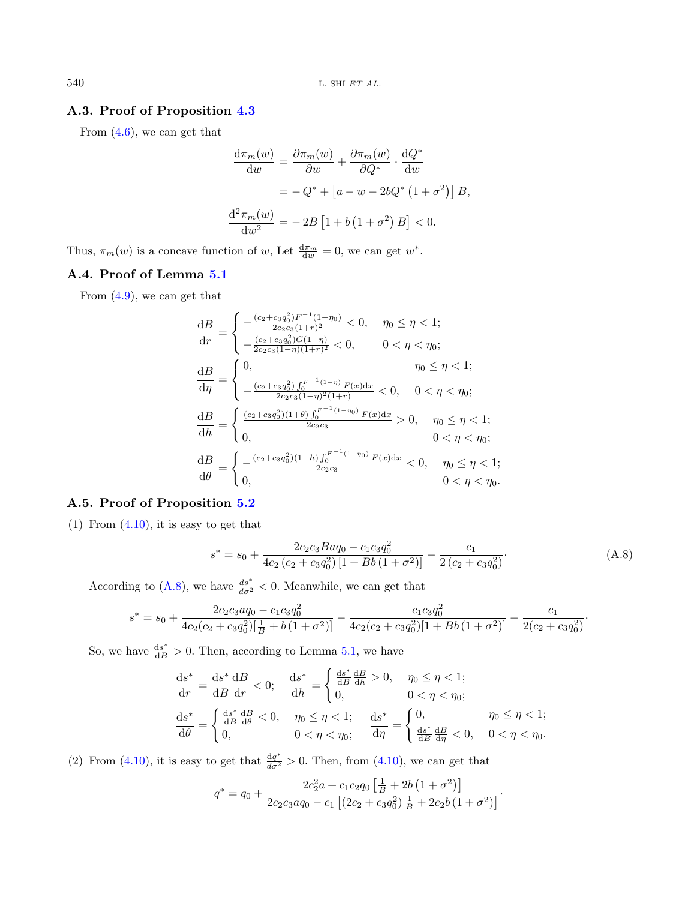### A.3. Proof of Proposition 4.3

From (4.6), we can get that

$$
\begin{aligned}
\frac{\mathrm{d}\pi_m(w)}{\mathrm{d}w} &= \frac{\partial \pi_m(w)}{\partial w} + \frac{\partial \pi_m(w)}{\partial Q^*} \cdot \frac{\mathrm{d}Q^*}{\mathrm{d}w} \\
&= -Q^* + \left[a - w - 2bQ^*\left(1+\sigma^2\right)\right] B, \\
\frac{\mathrm{d}^2\pi_m(w)}{\mathrm{d}w^2} &= -2B\left[1 + b\left(1+\sigma^2\right)B\right] < 0.
\end{aligned}
$$

Thus, $\pi_m(w)$ is a concave function of $w$, Let $\frac{\mathrm{d}\pi_m}{\mathrm{d}w} = 0$, we can get $w^*$.

### A.4. Proof of Lemma 5.1

From (4.9), we can get that

$$
\frac{\mathrm{d}B}{\mathrm{d}r} = \begin{cases} -\frac{(c_2+c_3q_0^2)F^{-1}(1-\eta_0)}{2c_2c_3(1+r)^2} < 0, & \eta_0 \le \eta < 1; \\ -\frac{(c_2+c_3q_0^2)G(1-\eta)}{2c_2c_3(1-\eta)(1+r)^2} < 0, & 0 < \eta < \eta_0; \end{cases}
$$

$$
\frac{\mathrm{d}B}{\mathrm{d}\eta} = \begin{cases} 0, & \eta_0 \le \eta < 1; \\ -\frac{(c_2+c_3q_0^2)\int_0^{F^{-1}(1-\eta)} F(x)\mathrm{d}x}{2c_2c_3(1-\eta)^2(1+r)} < 0, & 0 < \eta < \eta_0; \end{cases}
$$

$$
\frac{\mathrm{d}B}{\mathrm{d}h} = \begin{cases} \frac{(c_2+c_3q_0^2)(1+\theta)\int_0^{F^{-1}(1-\eta_0)} F(x)\mathrm{d}x}{2c_2c_3} > 0, & \eta_0 \le \eta < 1; \\ 0, & 0 < \eta < \eta_0; \end{cases}
$$

$$
\frac{\mathrm{d}B}{\mathrm{d}\theta} = \begin{cases} -\frac{(c_2+c_3q_0^2)(1-h)\int_0^{F^{-1}(1-\eta_0)} F(x)\mathrm{d}x}{2c_2c_3} < 0, & \eta_0 \le \eta < 1; \\ 0, & 0 < \eta < \eta_0. \end{cases}
$$

### A.5. Proof of Proposition 5.2

(1) From (4.10), it is easy to get that

$$
s^* = s_0 + \frac{2c_2c_3Baq_0 - c_1c_3q_0^2}{4c_2\left(c_2+c_3q_0^2\right)\left[1+Bb\left(1+\sigma^2\right)\right]} - \frac{c_1}{2\left(c_2+c_3q_0^2\right)}. \tag{A.8}
$$

According to (A.8), we have $\frac{ds^*}{d\sigma^2} < 0$. Meanwhile, we can get that

$$
s^* = s_0 + \frac{2c_2c_3aq_0 - c_1c_3q_0^2}{4c_2(c_2+c_3q_0^2)[\frac{1}{B} + b\left(1+\sigma^2\right)]} - \frac{c_1c_3q_0^2}{4c_2(c_2+c_3q_0^2)[1+Bb\left(1+\sigma^2\right)]} - \frac{c_1}{2(c_2+c_3q_0^2)}.
$$

So, we have $\frac{\mathrm{d}s^*}{\mathrm{d}B} > 0$. Then, according to Lemma 5.1, we have

$$
\frac{\mathrm{d}s^*}{\mathrm{d}r} = \frac{\mathrm{d}s^*}{\mathrm{d}B}\frac{\mathrm{d}B}{\mathrm{d}r} < 0; \quad \frac{\mathrm{d}s^*}{\mathrm{d}h} = \begin{cases} \frac{\mathrm{d}s^*}{\mathrm{d}B}\frac{\mathrm{d}B}{\mathrm{d}h} > 0, & \eta_0 \le \eta < 1; \\ 0, & 0 < \eta < \eta_0; \end{cases}
$$

$$
\frac{\mathrm{d}s^*}{\mathrm{d}\theta} = \begin{cases} \frac{\mathrm{d}s^*}{\mathrm{d}B}\frac{\mathrm{d}B}{\mathrm{d}\theta} < 0, & \eta_0 \le \eta < 1; \\ 0, & 0 < \eta < \eta_0; \end{cases} \quad \frac{\mathrm{d}s^*}{\mathrm{d}\eta} = \begin{cases} 0, & \eta_0 \le \eta < 1; \\ \frac{\mathrm{d}s^*}{\mathrm{d}B}\frac{\mathrm{d}B}{\mathrm{d}\eta} < 0, & 0 < \eta < \eta_0. \end{cases}
$$

(2) From (4.10), it is easy to get that $\frac{\mathrm{d}q^*}{\mathrm{d}\sigma^2} > 0$. Then, from (4.10), we can get that

$$
q^* = q_0 + \frac{2c_2^2a + c_1c_2q_0\left[\frac{1}{B} + 2b\left(1+\sigma^2\right)\right]}{2c_2c_3aq_0 - c_1\left[(2c_2+c_3q_0^2)\frac{1}{B} + 2c_2b\left(1+\sigma^2\right)\right]}.
$$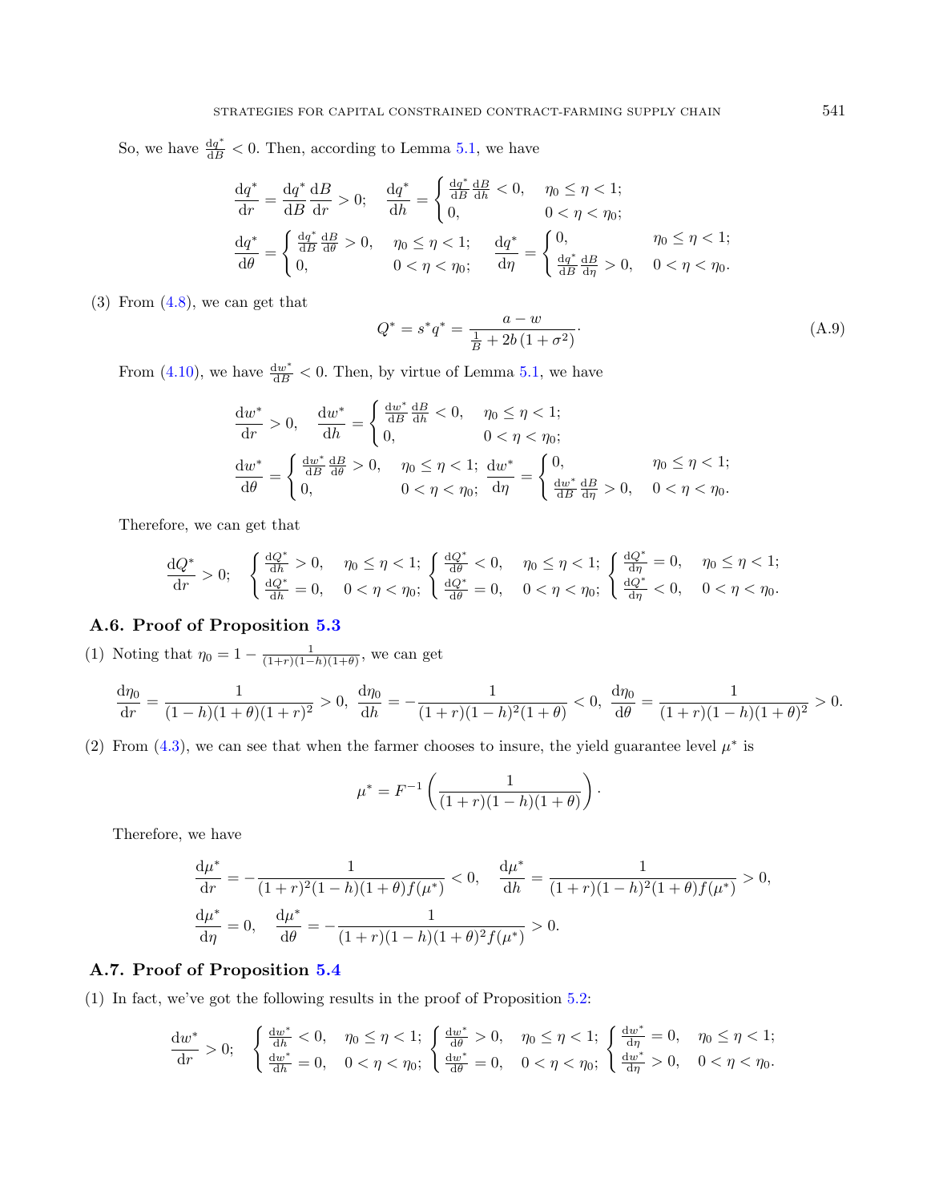So, we have $\frac{\mathrm{d}q^*}{\mathrm{d}B} < 0$. Then, according to Lemma 5.1, we have

$$\frac{\mathrm{d}q^*}{\mathrm{d}r} = \frac{\mathrm{d}q^*}{\mathrm{d}B}\frac{\mathrm{d}B}{\mathrm{d}r} > 0; \quad \frac{\mathrm{d}q^*}{\mathrm{d}h} = \begin{cases} \frac{\mathrm{d}q^*}{\mathrm{d}B}\frac{\mathrm{d}B}{\mathrm{d}h} < 0, & \eta_0 \le \eta < 1; \\ 0, & 0 < \eta < \eta_0; \end{cases}$$

$$\frac{\mathrm{d}q^*}{\mathrm{d}\theta} = \begin{cases} \frac{\mathrm{d}q^*}{\mathrm{d}B}\frac{\mathrm{d}B}{\mathrm{d}\theta} > 0, & \eta_0 \le \eta < 1; \\ 0, & 0 < \eta < \eta_0; \end{cases} \quad \frac{\mathrm{d}q^*}{\mathrm{d}\eta} = \begin{cases} 0, & \eta_0 \le \eta < 1; \\ \frac{\mathrm{d}q^*}{\mathrm{d}B}\frac{\mathrm{d}B}{\mathrm{d}\eta} > 0, & 0 < \eta < \eta_0. \end{cases}$$

(3) From (4.8), we can get that

$$Q^* = s^* q^* = \frac{a - w}{\frac{1}{B} + 2b\left(1 + \sigma^2\right)}. \tag{A.9}$$

From (4.10), we have $\frac{\mathrm{d}w^*}{\mathrm{d}B} < 0$. Then, by virtue of Lemma 5.1, we have

$$\frac{\mathrm{d}w^*}{\mathrm{d}r} > 0, \quad \frac{\mathrm{d}w^*}{\mathrm{d}h} = \begin{cases} \frac{\mathrm{d}w^*}{\mathrm{d}B}\frac{\mathrm{d}B}{\mathrm{d}h} < 0, & \eta_0 \le \eta < 1; \\ 0, & 0 < \eta < \eta_0; \end{cases}$$

$$\frac{\mathrm{d}w^*}{\mathrm{d}\theta} = \begin{cases} \frac{\mathrm{d}w^*}{\mathrm{d}B}\frac{\mathrm{d}B}{\mathrm{d}\theta} > 0, & \eta_0 \le \eta < 1; \\ 0, & 0 < \eta < \eta_0; \end{cases} \quad \frac{\mathrm{d}w^*}{\mathrm{d}\eta} = \begin{cases} 0, & \eta_0 \le \eta < 1; \\ \frac{\mathrm{d}w^*}{\mathrm{d}B}\frac{\mathrm{d}B}{\mathrm{d}\eta} > 0, & 0 < \eta < \eta_0. \end{cases}$$

Therefore, we can get that

$$\frac{\mathrm{d}Q^*}{\mathrm{d}r} > 0; \quad \begin{cases} \frac{\mathrm{d}Q^*}{\mathrm{d}h} > 0, & \eta_0 \le \eta < 1; \\ \frac{\mathrm{d}Q^*}{\mathrm{d}h} = 0, & 0 < \eta < \eta_0; \end{cases} \begin{cases} \frac{\mathrm{d}Q^*}{\mathrm{d}\theta} < 0, & \eta_0 \le \eta < 1; \\ \frac{\mathrm{d}Q^*}{\mathrm{d}\theta} = 0, & 0 < \eta < \eta_0; \end{cases} \begin{cases} \frac{\mathrm{d}Q^*}{\mathrm{d}\eta} = 0, & \eta_0 \le \eta < 1; \\ \frac{\mathrm{d}Q^*}{\mathrm{d}\eta} < 0, & 0 < \eta < \eta_0. \end{cases}$$

## A.6. Proof of Proposition 5.3

(1) Noting that $\eta_0 = 1 - \frac{1}{(1+r)(1-h)(1+\theta)}$, we can get

$$\frac{\mathrm{d}\eta_0}{\mathrm{d}r} = \frac{1}{(1-h)(1+\theta)(1+r)^2} > 0, \ \frac{\mathrm{d}\eta_0}{\mathrm{d}h} = -\frac{1}{(1+r)(1-h)^2(1+\theta)} < 0, \ \frac{\mathrm{d}\eta_0}{\mathrm{d}\theta} = \frac{1}{(1+r)(1-h)(1+\theta)^2} > 0.$$

(2) From (4.3), we can see that when the farmer chooses to insure, the yield guarantee level $\mu^*$ is

$$\mu^* = F^{-1}\left(\frac{1}{(1+r)(1-h)(1+\theta)}\right).$$

Therefore, we have

$$\frac{\mathrm{d}\mu^*}{\mathrm{d}r} = -\frac{1}{(1+r)^2(1-h)(1+\theta)f(\mu^*)} < 0, \quad \frac{\mathrm{d}\mu^*}{\mathrm{d}h} = \frac{1}{(1+r)(1-h)^2(1+\theta)f(\mu^*)} > 0,$$

$$\frac{\mathrm{d}\mu^*}{\mathrm{d}\eta} = 0, \quad \frac{\mathrm{d}\mu^*}{\mathrm{d}\theta} = -\frac{1}{(1+r)(1-h)(1+\theta)^2 f(\mu^*)} > 0.$$

## A.7. Proof of Proposition 5.4

(1) In fact, we've got the following results in the proof of Proposition 5.2:

$$\frac{\mathrm{d}w^*}{\mathrm{d}r} > 0; \quad \begin{cases} \frac{\mathrm{d}w^*}{\mathrm{d}h} < 0, & \eta_0 \le \eta < 1; \\ \frac{\mathrm{d}w^*}{\mathrm{d}h} = 0, & 0 < \eta < \eta_0; \end{cases} \begin{cases} \frac{\mathrm{d}w^*}{\mathrm{d}\theta} > 0, & \eta_0 \le \eta < 1; \\ \frac{\mathrm{d}w^*}{\mathrm{d}\theta} = 0, & 0 < \eta < \eta_0; \end{cases} \begin{cases} \frac{\mathrm{d}w^*}{\mathrm{d}\eta} = 0, & \eta_0 \le \eta < 1; \\ \frac{\mathrm{d}w^*}{\mathrm{d}\eta} > 0, & 0 < \eta < \eta_0. \end{cases}$$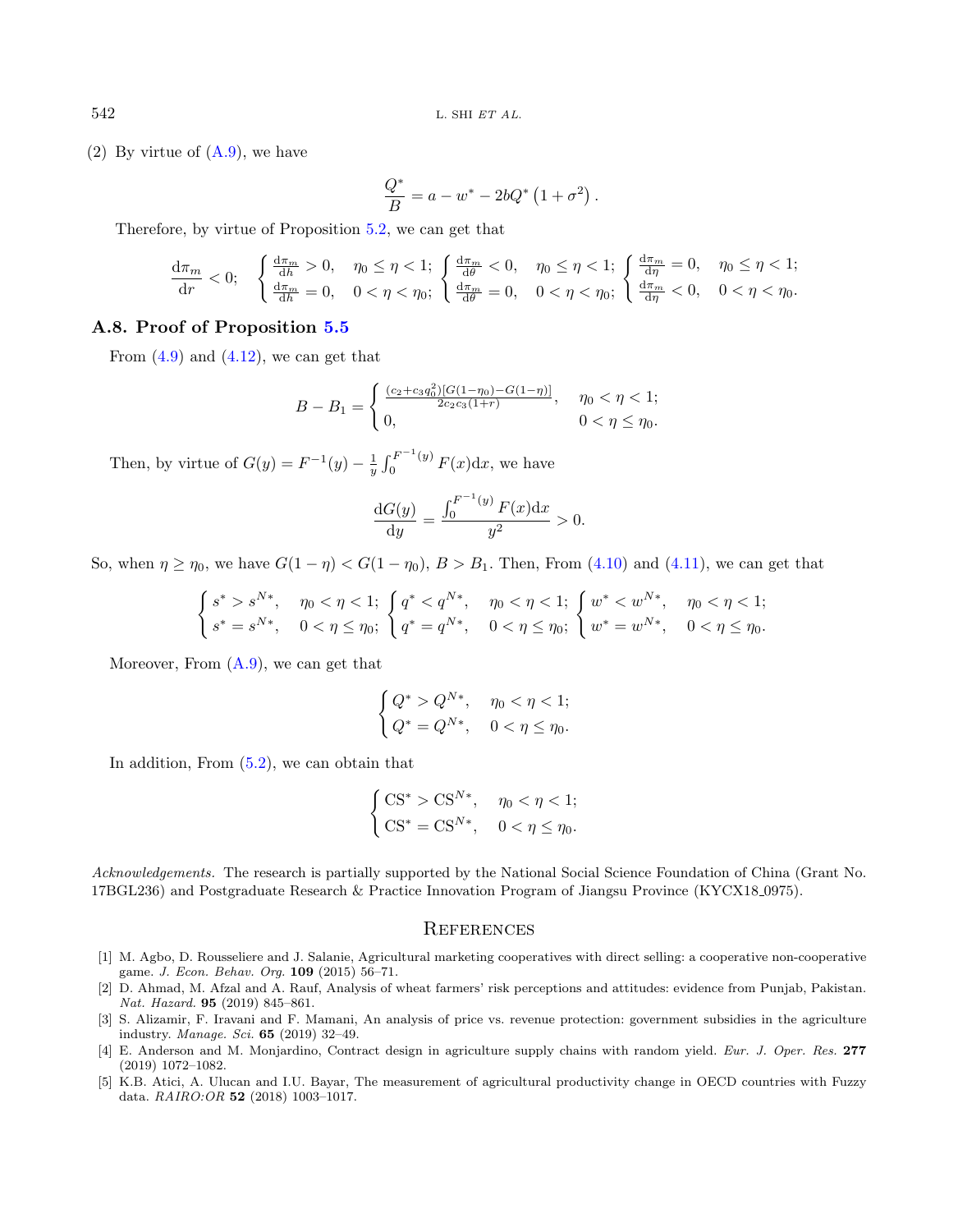(2) By virtue of (A.9), we have

$$\frac{Q^*}{B} = a - w^* - 2bQ^*\left(1+\sigma^2\right).$$

Therefore, by virtue of Proposition 5.2, we can get that

$$\frac{\mathrm{d}\pi_m}{\mathrm{d}r} < 0; \quad \begin{cases} \frac{\mathrm{d}\pi_m}{\mathrm{d}h} > 0, & \eta_0 \le \eta < 1; \\ \frac{\mathrm{d}\pi_m}{\mathrm{d}h} = 0, & 0 < \eta < \eta_0; \end{cases} \begin{cases} \frac{\mathrm{d}\pi_m}{\mathrm{d}\theta} < 0, & \eta_0 \le \eta < 1; \\ \frac{\mathrm{d}\pi_m}{\mathrm{d}\theta} = 0, & 0 < \eta < \eta_0; \end{cases} \begin{cases} \frac{\mathrm{d}\pi_m}{\mathrm{d}\eta} = 0, & \eta_0 \le \eta < 1; \\ \frac{\mathrm{d}\pi_m}{\mathrm{d}\eta} < 0, & 0 < \eta < \eta_0. \end{cases}$$

### A.8. Proof of Proposition 5.5

From (4.9) and (4.12), we can get that

$$B - B_1 = \begin{cases} \frac{(c_2+c_3q_0^2)[G(1-\eta_0)-G(1-\eta)]}{2c_2c_3(1+r)}, & \eta_0 < \eta < 1; \\ 0, & 0 < \eta \le \eta_0. \end{cases}$$

Then, by virtue of $G(y) = F^{-1}(y) - \frac{1}{y}\int_0^{F^{-1}(y)} F(x)\mathrm{d}x$, we have

$$\frac{\mathrm{d}G(y)}{\mathrm{d}y} = \frac{\int_0^{F^{-1}(y)} F(x)\mathrm{d}x}{y^2} > 0.$$

So, when $\eta \ge \eta_0$, we have $G(1-\eta) < G(1-\eta_0)$, $B > B_1$. Then, From (4.10) and (4.11), we can get that

$$\begin{cases} s^* > s^{N*}, & \eta_0 < \eta < 1; \\ s^* = s^{N*}, & 0 < \eta \le \eta_0; \end{cases} \begin{cases} q^* < q^{N*}, & \eta_0 < \eta < 1; \\ q^* = q^{N*}, & 0 < \eta \le \eta_0; \end{cases} \begin{cases} w^* < w^{N*}, & \eta_0 < \eta < 1; \\ w^* = w^{N*}, & 0 < \eta \le \eta_0. \end{cases}$$

Moreover, From (A.9), we can get that

$$\begin{cases} Q^* > Q^{N*}, & \eta_0 < \eta < 1; \\ Q^* = Q^{N*}, & 0 < \eta \le \eta_0. \end{cases}$$

In addition, From (5.2), we can obtain that

$$\begin{cases} \mathrm{CS}^* > \mathrm{CS}^{N*}, & \eta_0 < \eta < 1; \\ \mathrm{CS}^* = \mathrm{CS}^{N*}, & 0 < \eta \le \eta_0. \end{cases}$$

*Acknowledgements.* The research is partially supported by the National Social Science Foundation of China (Grant No. 17BGL236) and Postgraduate Research & Practice Innovation Program of Jiangsu Province (KYCX18_0975).

## References

[1] M. Agbo, D. Rousseliere and J. Salanie, Agricultural marketing cooperatives with direct selling: a cooperative non-cooperative game. *J. Econ. Behav. Org.* **109** (2015) 56–71.

[2] D. Ahmad, M. Afzal and A. Rauf, Analysis of wheat farmers' risk perceptions and attitudes: evidence from Punjab, Pakistan. *Nat. Hazard.* **95** (2019) 845–861.

[3] S. Alizamir, F. Iravani and F. Mamani, An analysis of price vs. revenue protection: government subsidies in the agriculture industry. *Manage. Sci.* **65** (2019) 32–49.

[4] E. Anderson and M. Monjardino, Contract design in agriculture supply chains with random yield. *Eur. J. Oper. Res.* **277** (2019) 1072–1082.

[5] K.B. Atici, A. Ulucan and I.U. Bayar, The measurement of agricultural productivity change in OECD countries with Fuzzy data. *RAIRO:OR* **52** (2018) 1003–1017.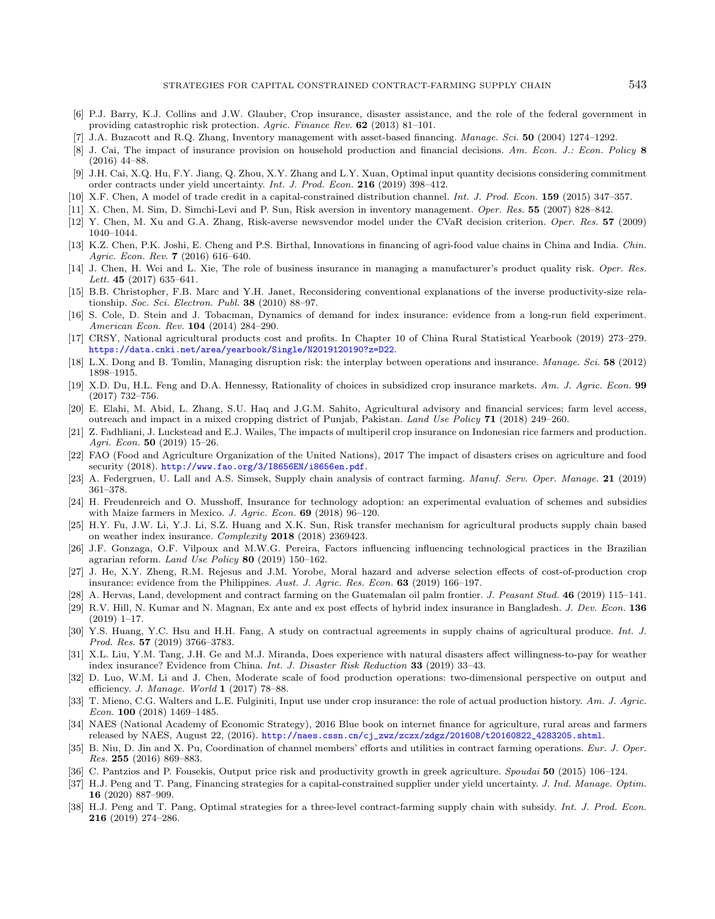[6] P.J. Barry, K.J. Collins and J.W. Glauber, Crop insurance, disaster assistance, and the role of the federal government in providing catastrophic risk protection. *Agric. Finance Rev.* **62** (2013) 81–101.

[7] J.A. Buzacott and R.Q. Zhang, Inventory management with asset-based financing. *Manage. Sci.* **50** (2004) 1274–1292.

[8] J. Cai, The impact of insurance provision on household production and financial decisions. *Am. Econ. J.: Econ. Policy* **8** (2016) 44–88.

[9] J.H. Cai, X.Q. Hu, F.Y. Jiang, Q. Zhou, X.Y. Zhang and L.Y. Xuan, Optimal input quantity decisions considering commitment order contracts under yield uncertainty. *Int. J. Prod. Econ.* **216** (2019) 398–412.

[10] X.F. Chen, A model of trade credit in a capital-constrained distribution channel. *Int. J. Prod. Econ.* **159** (2015) 347–357.

[11] X. Chen, M. Sim, D. Simchi-Levi and P. Sun, Risk aversion in inventory management. *Oper. Res.* **55** (2007) 828–842.

[12] Y. Chen, M. Xu and G.A. Zhang, Risk-averse newsvendor model under the CVaR decision criterion. *Oper. Res.* **57** (2009) 1040–1044.

[13] K.Z. Chen, P.K. Joshi, E. Cheng and P.S. Birthal, Innovations in financing of agri-food value chains in China and India. *Chin. Agric. Econ. Rev.* **7** (2016) 616–640.

[14] J. Chen, H. Wei and L. Xie, The role of business insurance in managing a manufacturer's product quality risk. *Oper. Res. Lett.* **45** (2017) 635–641.

[15] B.B. Christopher, F.B. Marc and Y.H. Janet, Reconsidering conventional explanations of the inverse productivity-size relationship. *Soc. Sci. Electron. Publ.* **38** (2010) 88–97.

[16] S. Cole, D. Stein and J. Tobacman, Dynamics of demand for index insurance: evidence from a long-run field experiment. *American Econ. Rev.* **104** (2014) 284–290.

[17] CRSY, National agricultural products cost and profits. In Chapter 10 of China Rural Statistical Yearbook (2019) 273–279. https://data.cnki.net/area/yearbook/Single/N2019120190?z=D22.

[18] L.X. Dong and B. Tomlin, Managing disruption risk: the interplay between operations and insurance. *Manage. Sci.* **58** (2012) 1898–1915.

[19] X.D. Du, H.L. Feng and D.A. Hennessy, Rationality of choices in subsidized crop insurance markets. *Am. J. Agric. Econ.* **99** (2017) 732–756.

[20] E. Elahi, M. Abid, L. Zhang, S.U. Haq and J.G.M. Sahito, Agricultural advisory and financial services; farm level access, outreach and impact in a mixed cropping district of Punjab, Pakistan. *Land Use Policy* **71** (2018) 249–260.

[21] Z. Fadhliani, J. Luckstead and E.J. Wailes, The impacts of multiperil crop insurance on Indonesian rice farmers and production. *Agri. Econ.* **50** (2019) 15–26.

[22] FAO (Food and Agriculture Organization of the United Nations), 2017 The impact of disasters crises on agriculture and food security (2018). http://www.fao.org/3/I8656EN/i8656en.pdf.

[23] A. Federgruen, U. Lall and A.S. Simsek, Supply chain analysis of contract farming. *Manuf. Serv. Oper. Manage.* **21** (2019) 361–378.

[24] H. Freudenreich and O. Musshoff, Insurance for technology adoption: an experimental evaluation of schemes and subsidies with Maize farmers in Mexico. *J. Agric. Econ.* **69** (2018) 96–120.

[25] H.Y. Fu, J.W. Li, Y.J. Li, S.Z. Huang and X.K. Sun, Risk transfer mechanism for agricultural products supply chain based on weather index insurance. *Complexity* **2018** (2018) 2369423.

[26] J.F. Gonzaga, O.F. Vilpoux and M.W.G. Pereira, Factors influencing influencing technological practices in the Brazilian agrarian reform. *Land Use Policy* **80** (2019) 150–162.

[27] J. He, X.Y. Zheng, R.M. Rejesus and J.M. Yorobe, Moral hazard and adverse selection effects of cost-of-production crop insurance: evidence from the Philippines. *Aust. J. Agric. Res. Econ.* **63** (2019) 166–197.

[28] A. Hervas, Land, development and contract farming on the Guatemalan oil palm frontier. *J. Peasant Stud.* **46** (2019) 115–141.

[29] R.V. Hill, N. Kumar and N. Magnan, Ex ante and ex post effects of hybrid index insurance in Bangladesh. *J. Dev. Econ.* **136** (2019) 1–17.

[30] Y.S. Huang, Y.C. Hsu and H.H. Fang, A study on contractual agreements in supply chains of agricultural produce. *Int. J. Prod. Res.* **57** (2019) 3766–3783.

[31] X.L. Liu, Y.M. Tang, J.H. Ge and M.J. Miranda, Does experience with natural disasters affect willingness-to-pay for weather index insurance? Evidence from China. *Int. J. Disaster Risk Reduction* **33** (2019) 33–43.

[32] D. Luo, W.M. Li and J. Chen, Moderate scale of food production operations: two-dimensional perspective on output and efficiency. *J. Manage. World* **1** (2017) 78–88.

[33] T. Mieno, C.G. Walters and L.E. Fulginiti, Input use under crop insurance: the role of actual production history. *Am. J. Agric. Econ.* **100** (2018) 1469–1485.

[34] NAES (National Academy of Economic Strategy), 2016 Blue book on internet finance for agriculture, rural areas and farmers released by NAES, August 22, (2016). http://naes.cssn.cn/cj_zwz/zczx/zdgz/201608/t20160822_4283205.shtml.

[35] B. Niu, D. Jin and X. Pu, Coordination of channel members' efforts and utilities in contract farming operations. *Eur. J. Oper. Res.* **255** (2016) 869–883.

[36] C. Pantzios and P. Fousekis, Output price risk and productivity growth in greek agriculture. *Spoudai* **50** (2015) 106–124.

[37] H.J. Peng and T. Pang, Financing strategies for a capital-constrained supplier under yield uncertainty. *J. Ind. Manage. Optim.* **16** (2020) 887–909.

[38] H.J. Peng and T. Pang, Optimal strategies for a three-level contract-farming supply chain with subsidy. *Int. J. Prod. Econ.* **216** (2019) 274–286.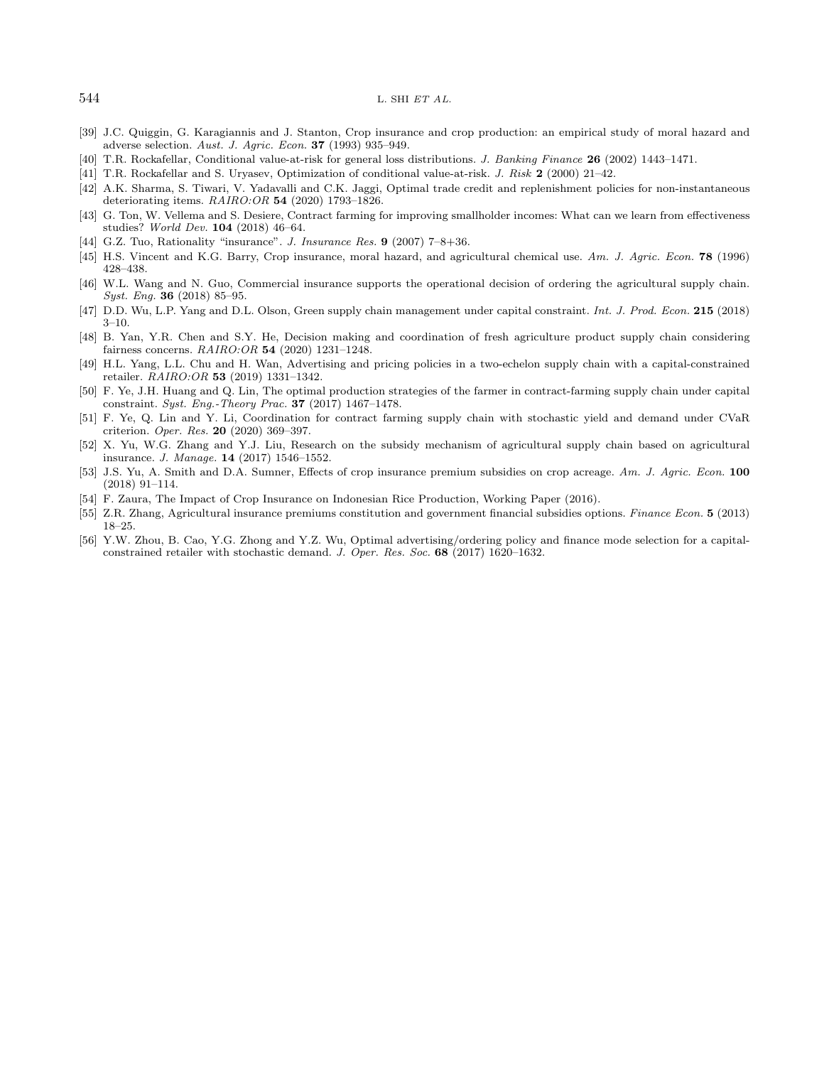[39] J.C. Quiggin, G. Karagiannis and J. Stanton, Crop insurance and crop production: an empirical study of moral hazard and adverse selection. *Aust. J. Agric. Econ.* **37** (1993) 935–949.

[40] T.R. Rockafellar, Conditional value-at-risk for general loss distributions. *J. Banking Finance* **26** (2002) 1443–1471.

[41] T.R. Rockafellar and S. Uryasev, Optimization of conditional value-at-risk. *J. Risk* **2** (2000) 21–42.

[42] A.K. Sharma, S. Tiwari, V. Yadavalli and C.K. Jaggi, Optimal trade credit and replenishment policies for non-instantaneous deteriorating items. *RAIRO:OR* **54** (2020) 1793–1826.

[43] G. Ton, W. Vellema and S. Desiere, Contract farming for improving smallholder incomes: What can we learn from effectiveness studies? *World Dev.* **104** (2018) 46–64.

[44] G.Z. Tuo, Rationality "insurance". *J. Insurance Res.* **9** (2007) 7–8+36.

[45] H.S. Vincent and K.G. Barry, Crop insurance, moral hazard, and agricultural chemical use. *Am. J. Agric. Econ.* **78** (1996) 428–438.

[46] W.L. Wang and N. Guo, Commercial insurance supports the operational decision of ordering the agricultural supply chain. *Syst. Eng.* **36** (2018) 85–95.

[47] D.D. Wu, L.P. Yang and D.L. Olson, Green supply chain management under capital constraint. *Int. J. Prod. Econ.* **215** (2018) 3–10.

[48] B. Yan, Y.R. Chen and S.Y. He, Decision making and coordination of fresh agriculture product supply chain considering fairness concerns. *RAIRO:OR* **54** (2020) 1231–1248.

[49] H.L. Yang, L.L. Chu and H. Wan, Advertising and pricing policies in a two-echelon supply chain with a capital-constrained retailer. *RAIRO:OR* **53** (2019) 1331–1342.

[50] F. Ye, J.H. Huang and Q. Lin, The optimal production strategies of the farmer in contract-farming supply chain under capital constraint. *Syst. Eng.-Theory Prac.* **37** (2017) 1467–1478.

[51] F. Ye, Q. Lin and Y. Li, Coordination for contract farming supply chain with stochastic yield and demand under CVaR criterion. *Oper. Res.* **20** (2020) 369–397.

[52] X. Yu, W.G. Zhang and Y.J. Liu, Research on the subsidy mechanism of agricultural supply chain based on agricultural insurance. *J. Manage.* **14** (2017) 1546–1552.

[53] J.S. Yu, A. Smith and D.A. Sumner, Effects of crop insurance premium subsidies on crop acreage. *Am. J. Agric. Econ.* **100** (2018) 91–114.

[54] F. Zaura, The Impact of Crop Insurance on Indonesian Rice Production, Working Paper (2016).

[55] Z.R. Zhang, Agricultural insurance premiums constitution and government financial subsidies options. *Finance Econ.* **5** (2013) 18–25.

[56] Y.W. Zhou, B. Cao, Y.G. Zhong and Y.Z. Wu, Optimal advertising/ordering policy and finance mode selection for a capital-constrained retailer with stochastic demand. *J. Oper. Res. Soc.* **68** (2017) 1620–1632.